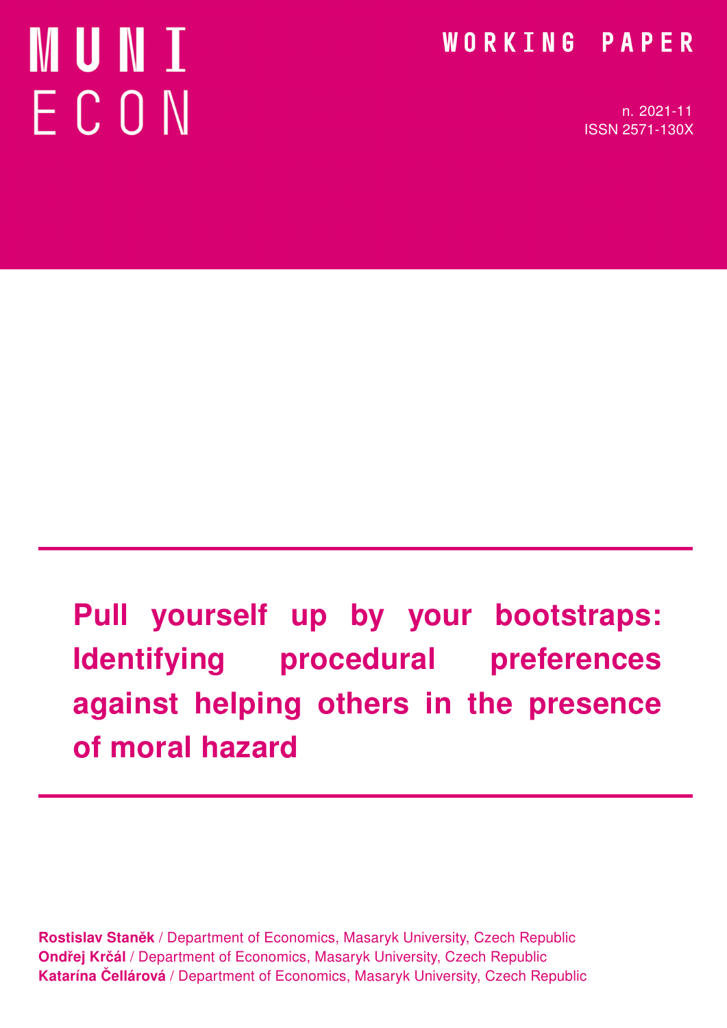MUNI ECON

WORKING PAPER

n. 2021-11
ISSN 2571-130X

# Pull yourself up by your bootstraps: Identifying procedural preferences against helping others in the presence of moral hazard

**Rostislav Staněk** / Department of Economics, Masaryk University, Czech Republic
**Ondřej Krčál** / Department of Economics, Masaryk University, Czech Republic
**Katarína Čellárová** / Department of Economics, Masaryk University, Czech Republic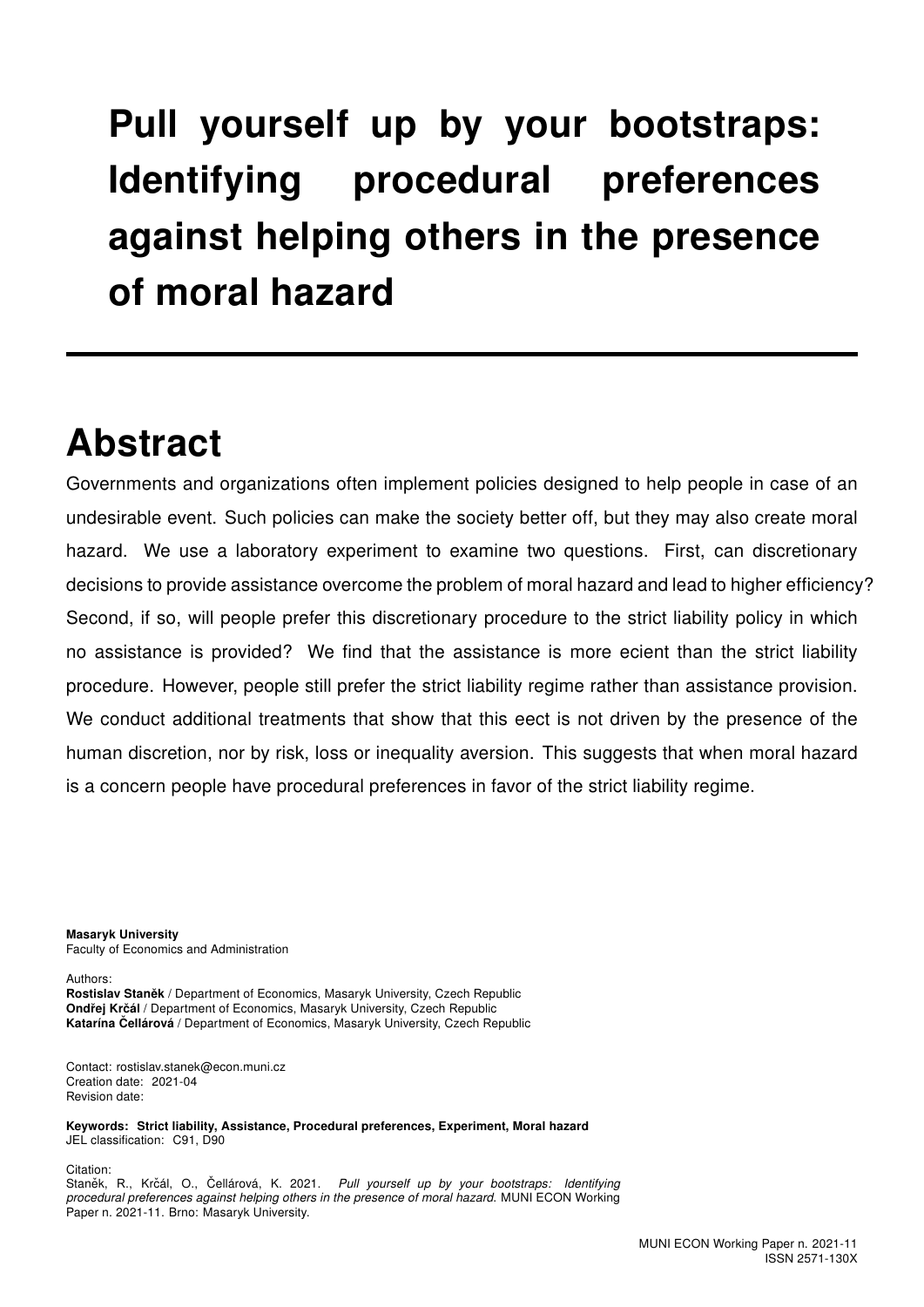# Pull yourself up by your bootstraps: Identifying procedural preferences against helping others in the presence of moral hazard

## Abstract

Governments and organizations often implement policies designed to help people in case of an undesirable event. Such policies can make the society better off, but they may also create moral hazard. We use a laboratory experiment to examine two questions. First, can discretionary decisions to provide assistance overcome the problem of moral hazard and lead to higher efficiency? Second, if so, will people prefer this discretionary procedure to the strict liability policy in which no assistance is provided? We find that the assistance is more ecient than the strict liability procedure. However, people still prefer the strict liability regime rather than assistance provision. We conduct additional treatments that show that this eect is not driven by the presence of the human discretion, nor by risk, loss or inequality aversion. This suggests that when moral hazard is a concern people have procedural preferences in favor of the strict liability regime.

**Masaryk University**
Faculty of Economics and Administration

Authors:
**Rostislav Staněk** / Department of Economics, Masaryk University, Czech Republic
**Ondřej Krčál** / Department of Economics, Masaryk University, Czech Republic
**Katarína Čellárová** / Department of Economics, Masaryk University, Czech Republic

Contact: rostislav.stanek@econ.muni.cz
Creation date: 2021-04
Revision date:

**Keywords: Strict liability, Assistance, Procedural preferences, Experiment, Moral hazard**
JEL classification: C91, D90

Citation:
Staněk, R., Krčál, O., Čellárová, K. 2021. *Pull yourself up by your bootstraps: Identifying procedural preferences against helping others in the presence of moral hazard.* MUNI ECON Working Paper n. 2021-11. Brno: Masaryk University.

MUNI ECON Working Paper n. 2021-11
ISSN 2571-130X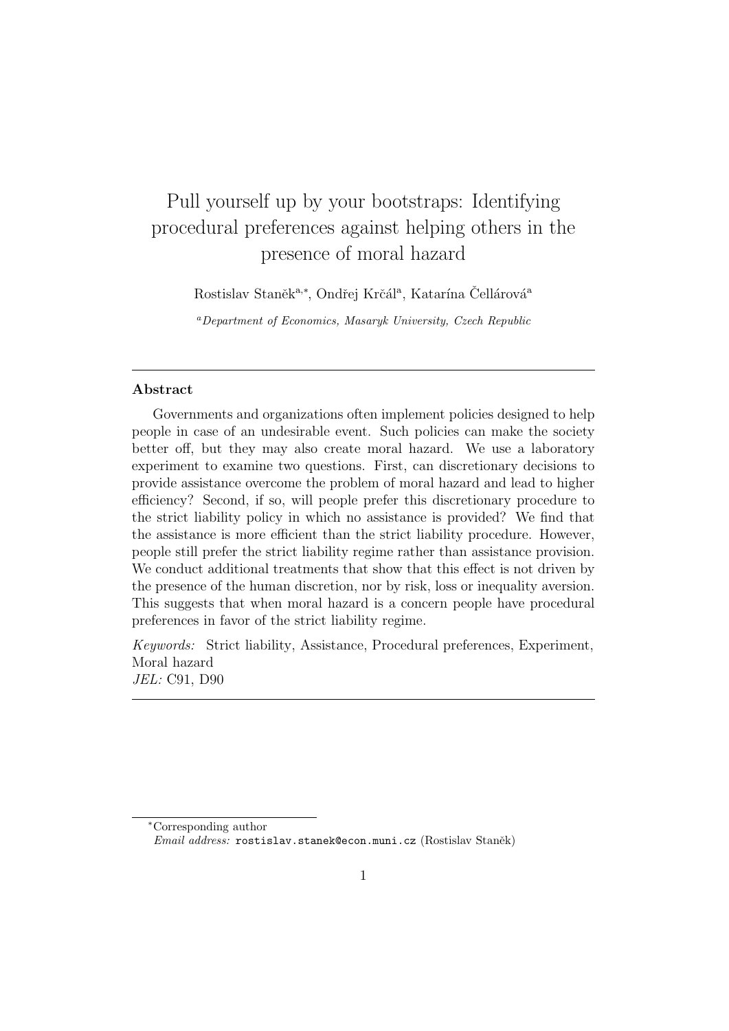# Pull yourself up by your bootstraps: Identifying procedural preferences against helping others in the presence of moral hazard

Rostislav Staněk[a,*], Ondřej Krčál[a], Katarína Čellárová[a]

[a]*Department of Economics, Masaryk University, Czech Republic*

---

**Abstract**

Governments and organizations often implement policies designed to help people in case of an undesirable event. Such policies can make the society better off, but they may also create moral hazard. We use a laboratory experiment to examine two questions. First, can discretionary decisions to provide assistance overcome the problem of moral hazard and lead to higher efficiency? Second, if so, will people prefer this discretionary procedure to the strict liability policy in which no assistance is provided? We find that the assistance is more efficient than the strict liability procedure. However, people still prefer the strict liability regime rather than assistance provision. We conduct additional treatments that show that this effect is not driven by the presence of the human discretion, nor by risk, loss or inequality aversion. This suggests that when moral hazard is a concern people have procedural preferences in favor of the strict liability regime.

*Keywords:* Strict liability, Assistance, Procedural preferences, Experiment, Moral hazard
*JEL:* C91, D90

---

[*]Corresponding author
*Email address:* rostislav.stanek@econ.muni.cz (Rostislav Staněk)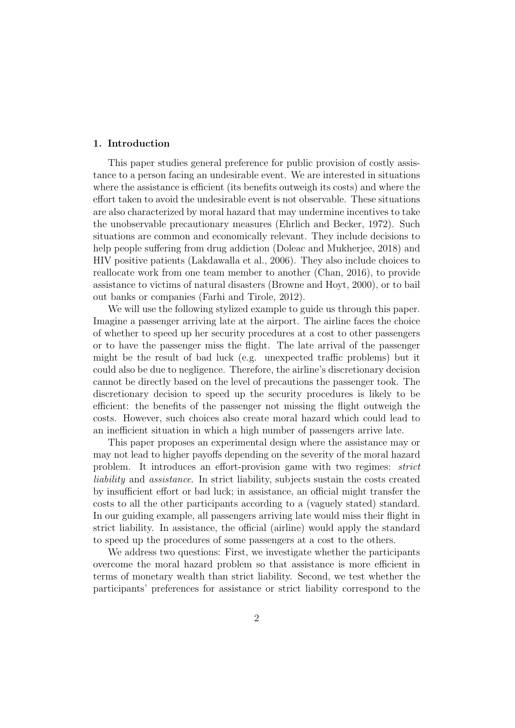## 1. Introduction

This paper studies general preference for public provision of costly assistance to a person facing an undesirable event. We are interested in situations where the assistance is efficient (its benefits outweigh its costs) and where the effort taken to avoid the undesirable event is not observable. These situations are also characterized by moral hazard that may undermine incentives to take the unobservable precautionary measures (Ehrlich and Becker, 1972). Such situations are common and economically relevant. They include decisions to help people suffering from drug addiction (Doleac and Mukherjee, 2018) and HIV positive patients (Lakdawalla et al., 2006). They also include choices to reallocate work from one team member to another (Chan, 2016), to provide assistance to victims of natural disasters (Browne and Hoyt, 2000), or to bail out banks or companies (Farhi and Tirole, 2012).

We will use the following stylized example to guide us through this paper. Imagine a passenger arriving late at the airport. The airline faces the choice of whether to speed up her security procedures at a cost to other passengers or to have the passenger miss the flight. The late arrival of the passenger might be the result of bad luck (e.g. unexpected traffic problems) but it could also be due to negligence. Therefore, the airline's discretionary decision cannot be directly based on the level of precautions the passenger took. The discretionary decision to speed up the security procedures is likely to be efficient: the benefits of the passenger not missing the flight outweigh the costs. However, such choices also create moral hazard which could lead to an inefficient situation in which a high number of passengers arrive late.

This paper proposes an experimental design where the assistance may or may not lead to higher payoffs depending on the severity of the moral hazard problem. It introduces an effort-provision game with two regimes: *strict liability* and *assistance*. In strict liability, subjects sustain the costs created by insufficient effort or bad luck; in assistance, an official might transfer the costs to all the other participants according to a (vaguely stated) standard. In our guiding example, all passengers arriving late would miss their flight in strict liability. In assistance, the official (airline) would apply the standard to speed up the procedures of some passengers at a cost to the others.

We address two questions: First, we investigate whether the participants overcome the moral hazard problem so that assistance is more efficient in terms of monetary wealth than strict liability. Second, we test whether the participants' preferences for assistance or strict liability correspond to the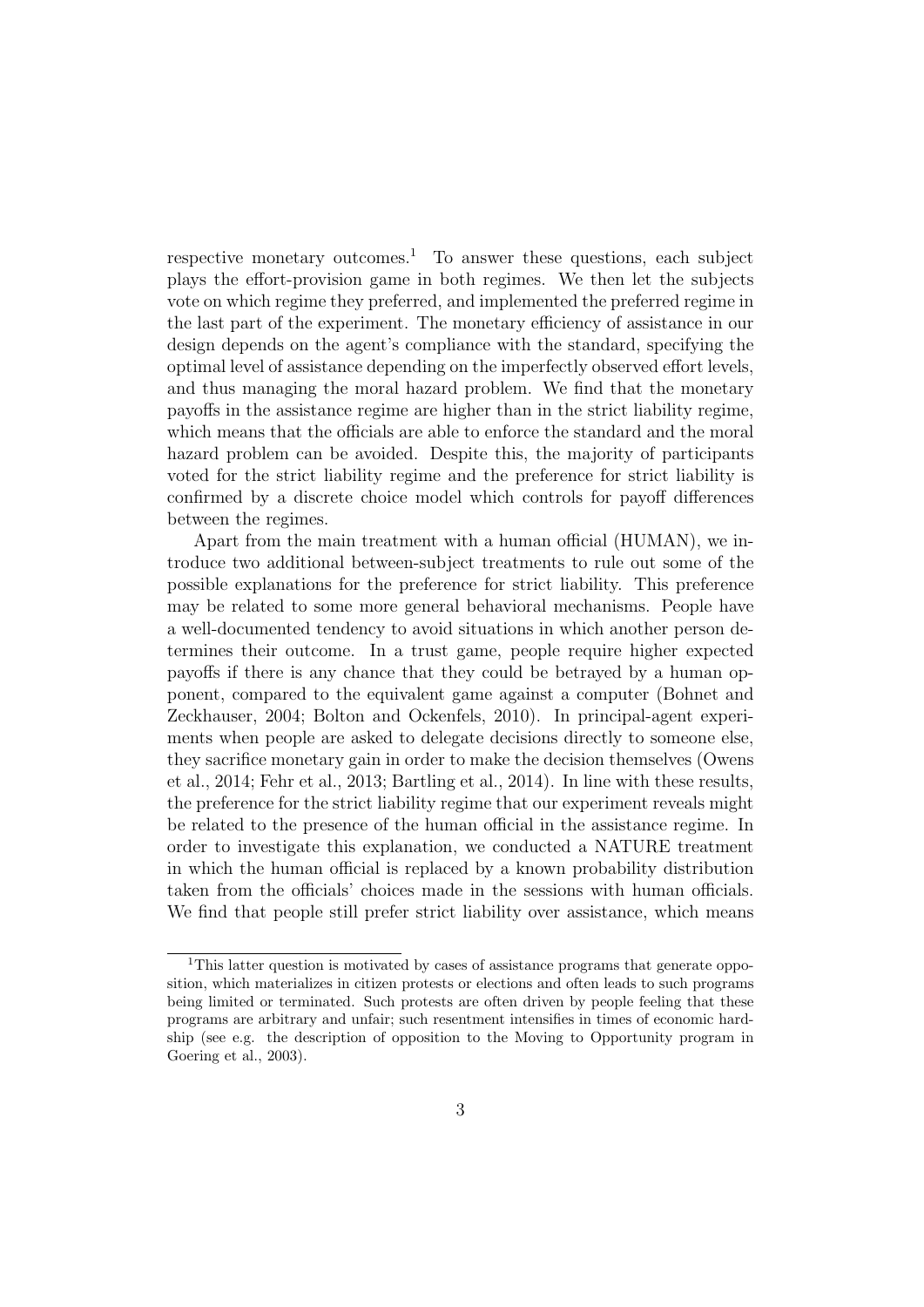respective monetary outcomes.[1] To answer these questions, each subject plays the effort-provision game in both regimes. We then let the subjects vote on which regime they preferred, and implemented the preferred regime in the last part of the experiment. The monetary efficiency of assistance in our design depends on the agent's compliance with the standard, specifying the optimal level of assistance depending on the imperfectly observed effort levels, and thus managing the moral hazard problem. We find that the monetary payoffs in the assistance regime are higher than in the strict liability regime, which means that the officials are able to enforce the standard and the moral hazard problem can be avoided. Despite this, the majority of participants voted for the strict liability regime and the preference for strict liability is confirmed by a discrete choice model which controls for payoff differences between the regimes.

Apart from the main treatment with a human official (HUMAN), we introduce two additional between-subject treatments to rule out some of the possible explanations for the preference for strict liability. This preference may be related to some more general behavioral mechanisms. People have a well-documented tendency to avoid situations in which another person determines their outcome. In a trust game, people require higher expected payoffs if there is any chance that they could be betrayed by a human opponent, compared to the equivalent game against a computer (Bohnet and Zeckhauser, 2004; Bolton and Ockenfels, 2010). In principal-agent experiments when people are asked to delegate decisions directly to someone else, they sacrifice monetary gain in order to make the decision themselves (Owens et al., 2014; Fehr et al., 2013; Bartling et al., 2014). In line with these results, the preference for the strict liability regime that our experiment reveals might be related to the presence of the human official in the assistance regime. In order to investigate this explanation, we conducted a NATURE treatment in which the human official is replaced by a known probability distribution taken from the officials' choices made in the sessions with human officials. We find that people still prefer strict liability over assistance, which means

[1] This latter question is motivated by cases of assistance programs that generate opposition, which materializes in citizen protests or elections and often leads to such programs being limited or terminated. Such protests are often driven by people feeling that these programs are arbitrary and unfair; such resentment intensifies in times of economic hardship (see e.g. the description of opposition to the Moving to Opportunity program in Goering et al., 2003).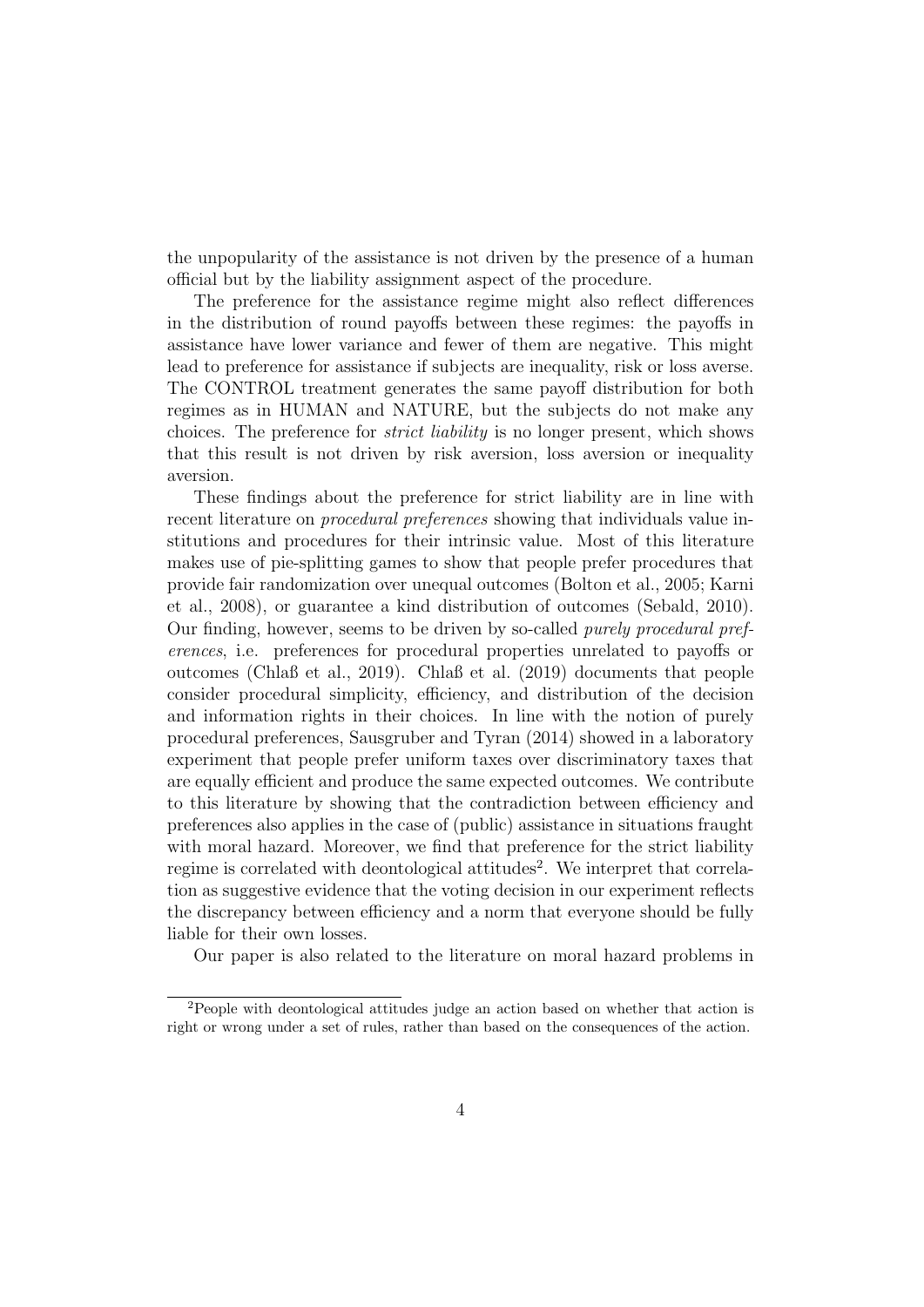the unpopularity of the assistance is not driven by the presence of a human official but by the liability assignment aspect of the procedure.

The preference for the assistance regime might also reflect differences in the distribution of round payoffs between these regimes: the payoffs in assistance have lower variance and fewer of them are negative. This might lead to preference for assistance if subjects are inequality, risk or loss averse. The CONTROL treatment generates the same payoff distribution for both regimes as in HUMAN and NATURE, but the subjects do not make any choices. The preference for *strict liability* is no longer present, which shows that this result is not driven by risk aversion, loss aversion or inequality aversion.

These findings about the preference for strict liability are in line with recent literature on *procedural preferences* showing that individuals value institutions and procedures for their intrinsic value. Most of this literature makes use of pie-splitting games to show that people prefer procedures that provide fair randomization over unequal outcomes (Bolton et al., 2005; Karni et al., 2008), or guarantee a kind distribution of outcomes (Sebald, 2010). Our finding, however, seems to be driven by so-called *purely procedural preferences*, i.e. preferences for procedural properties unrelated to payoffs or outcomes (Chlaß et al., 2019). Chlaß et al. (2019) documents that people consider procedural simplicity, efficiency, and distribution of the decision and information rights in their choices. In line with the notion of purely procedural preferences, Sausgruber and Tyran (2014) showed in a laboratory experiment that people prefer uniform taxes over discriminatory taxes that are equally efficient and produce the same expected outcomes. We contribute to this literature by showing that the contradiction between efficiency and preferences also applies in the case of (public) assistance in situations fraught with moral hazard. Moreover, we find that preference for the strict liability regime is correlated with deontological attitudes[2]. We interpret that correlation as suggestive evidence that the voting decision in our experiment reflects the discrepancy between efficiency and a norm that everyone should be fully liable for their own losses.

Our paper is also related to the literature on moral hazard problems in

[2]People with deontological attitudes judge an action based on whether that action is right or wrong under a set of rules, rather than based on the consequences of the action.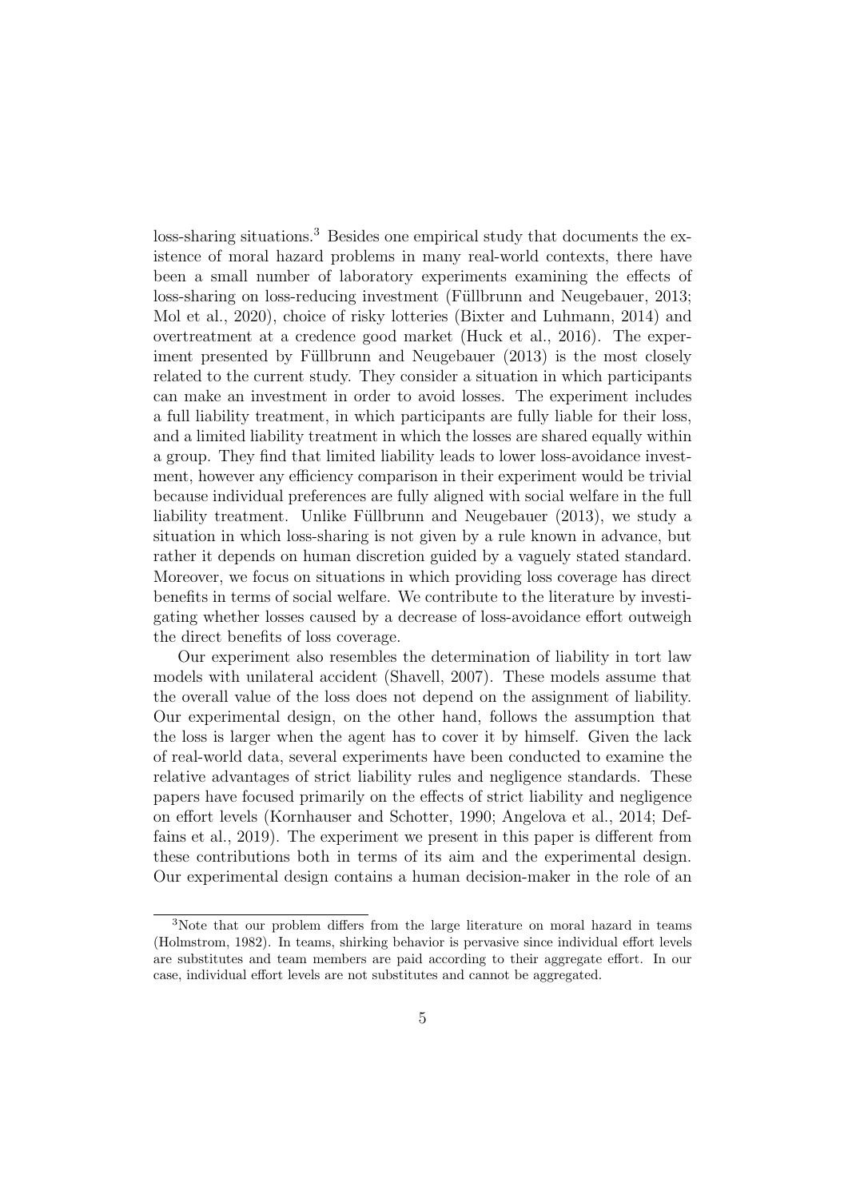loss-sharing situations.[3] Besides one empirical study that documents the existence of moral hazard problems in many real-world contexts, there have been a small number of laboratory experiments examining the effects of loss-sharing on loss-reducing investment (Füllbrunn and Neugebauer, 2013; Mol et al., 2020), choice of risky lotteries (Bixter and Luhmann, 2014) and overtreatment at a credence good market (Huck et al., 2016). The experiment presented by Füllbrunn and Neugebauer (2013) is the most closely related to the current study. They consider a situation in which participants can make an investment in order to avoid losses. The experiment includes a full liability treatment, in which participants are fully liable for their loss, and a limited liability treatment in which the losses are shared equally within a group. They find that limited liability leads to lower loss-avoidance investment, however any efficiency comparison in their experiment would be trivial because individual preferences are fully aligned with social welfare in the full liability treatment. Unlike Füllbrunn and Neugebauer (2013), we study a situation in which loss-sharing is not given by a rule known in advance, but rather it depends on human discretion guided by a vaguely stated standard. Moreover, we focus on situations in which providing loss coverage has direct benefits in terms of social welfare. We contribute to the literature by investigating whether losses caused by a decrease of loss-avoidance effort outweigh the direct benefits of loss coverage.

Our experiment also resembles the determination of liability in tort law models with unilateral accident (Shavell, 2007). These models assume that the overall value of the loss does not depend on the assignment of liability. Our experimental design, on the other hand, follows the assumption that the loss is larger when the agent has to cover it by himself. Given the lack of real-world data, several experiments have been conducted to examine the relative advantages of strict liability rules and negligence standards. These papers have focused primarily on the effects of strict liability and negligence on effort levels (Kornhauser and Schotter, 1990; Angelova et al., 2014; Deffains et al., 2019). The experiment we present in this paper is different from these contributions both in terms of its aim and the experimental design. Our experimental design contains a human decision-maker in the role of an

[3] Note that our problem differs from the large literature on moral hazard in teams (Holmstrom, 1982). In teams, shirking behavior is pervasive since individual effort levels are substitutes and team members are paid according to their aggregate effort. In our case, individual effort levels are not substitutes and cannot be aggregated.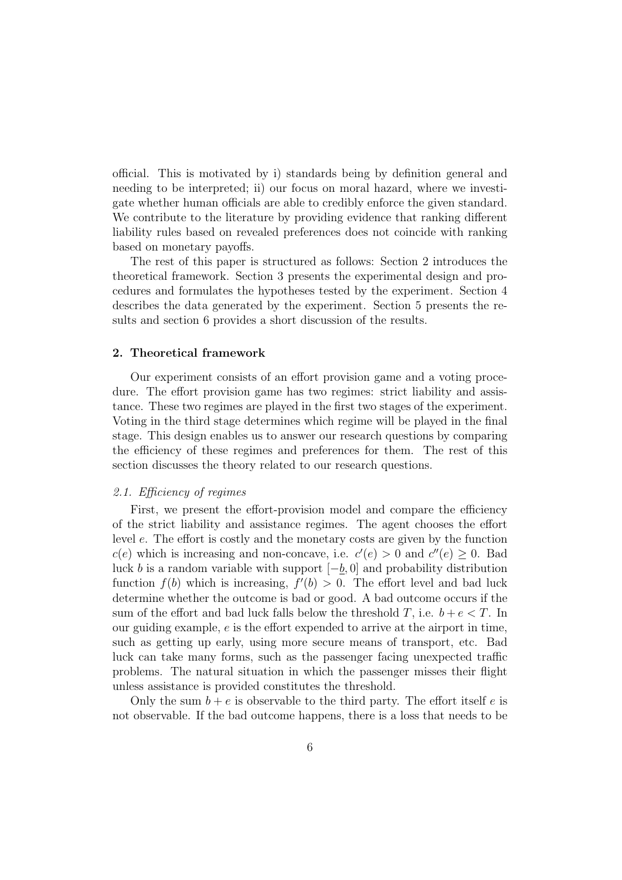official. This is motivated by i) standards being by definition general and needing to be interpreted; ii) our focus on moral hazard, where we investigate whether human officials are able to credibly enforce the given standard. We contribute to the literature by providing evidence that ranking different liability rules based on revealed preferences does not coincide with ranking based on monetary payoffs.

The rest of this paper is structured as follows: Section 2 introduces the theoretical framework. Section 3 presents the experimental design and procedures and formulates the hypotheses tested by the experiment. Section 4 describes the data generated by the experiment. Section 5 presents the results and section 6 provides a short discussion of the results.

## 2. Theoretical framework

Our experiment consists of an effort provision game and a voting procedure. The effort provision game has two regimes: strict liability and assistance. These two regimes are played in the first two stages of the experiment. Voting in the third stage determines which regime will be played in the final stage. This design enables us to answer our research questions by comparing the efficiency of these regimes and preferences for them. The rest of this section discusses the theory related to our research questions.

### *2.1. Efficiency of regimes*

First, we present the effort-provision model and compare the efficiency of the strict liability and assistance regimes. The agent chooses the effort level $e$. The effort is costly and the monetary costs are given by the function $c(e)$ which is increasing and non-concave, i.e. $c'(e) > 0$ and $c''(e) \geq 0$. Bad luck $b$ is a random variable with support $[-\underline{b}, 0]$ and probability distribution function $f(b)$ which is increasing, $f'(b) > 0$. The effort level and bad luck determine whether the outcome is bad or good. A bad outcome occurs if the sum of the effort and bad luck falls below the threshold $T$, i.e. $b + e < T$. In our guiding example, $e$ is the effort expended to arrive at the airport in time, such as getting up early, using more secure means of transport, etc. Bad luck can take many forms, such as the passenger facing unexpected traffic problems. The natural situation in which the passenger misses their flight unless assistance is provided constitutes the threshold.

Only the sum $b + e$ is observable to the third party. The effort itself $e$ is not observable. If the bad outcome happens, there is a loss that needs to be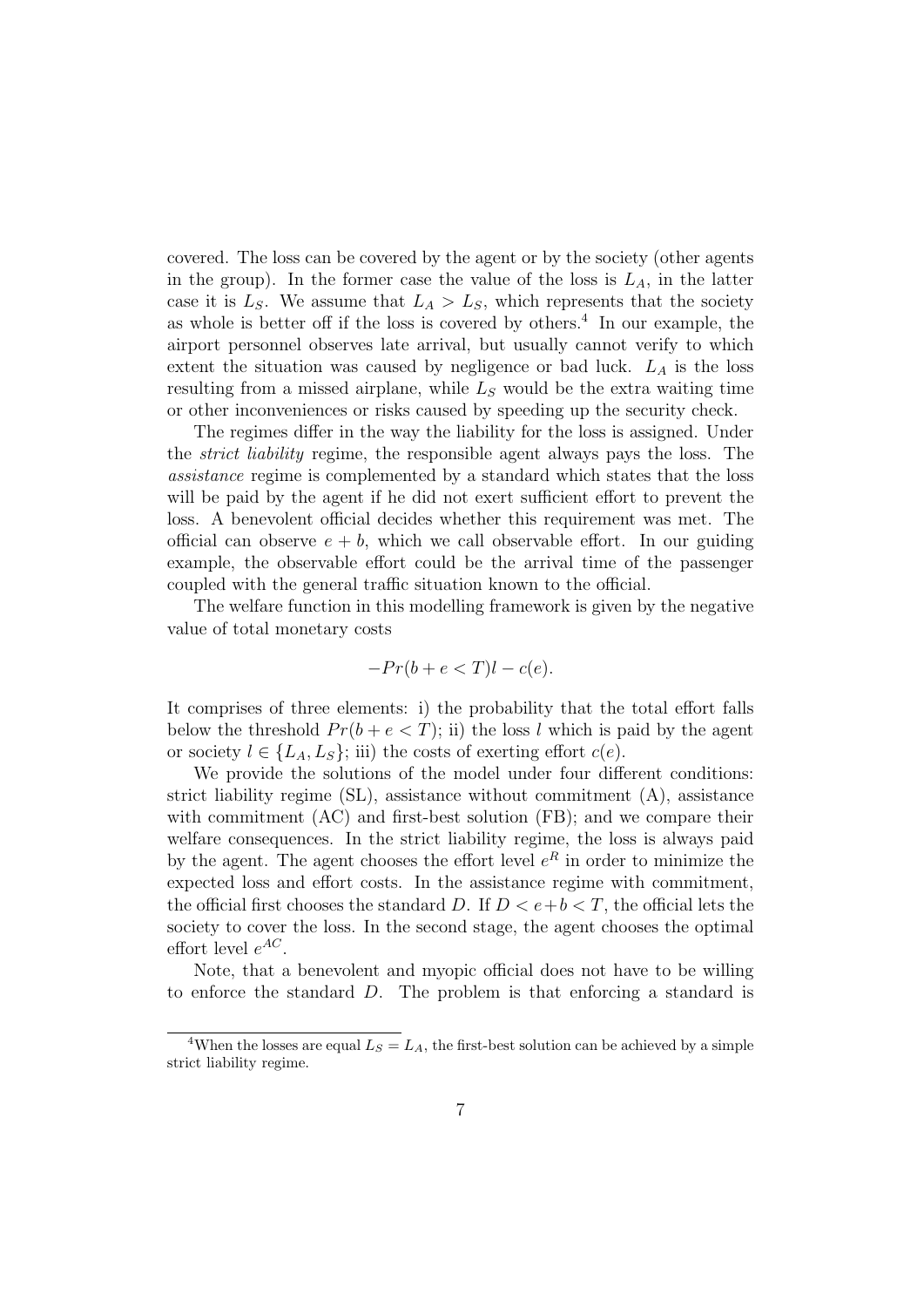covered. The loss can be covered by the agent or by the society (other agents in the group). In the former case the value of the loss is $L_A$, in the latter case it is $L_S$. We assume that $L_A > L_S$, which represents that the society as whole is better off if the loss is covered by others.[4] In our example, the airport personnel observes late arrival, but usually cannot verify to which extent the situation was caused by negligence or bad luck. $L_A$ is the loss resulting from a missed airplane, while $L_S$ would be the extra waiting time or other inconveniences or risks caused by speeding up the security check.

The regimes differ in the way the liability for the loss is assigned. Under the *strict liability* regime, the responsible agent always pays the loss. The *assistance* regime is complemented by a standard which states that the loss will be paid by the agent if he did not exert sufficient effort to prevent the loss. A benevolent official decides whether this requirement was met. The official can observe $e + b$, which we call observable effort. In our guiding example, the observable effort could be the arrival time of the passenger coupled with the general traffic situation known to the official.

The welfare function in this modelling framework is given by the negative value of total monetary costs

$$-Pr(b + e < T)l - c(e).$$

It comprises of three elements: i) the probability that the total effort falls below the threshold $Pr(b + e < T)$; ii) the loss $l$ which is paid by the agent or society $l \in \{L_A, L_S\}$; iii) the costs of exerting effort $c(e)$.

We provide the solutions of the model under four different conditions: strict liability regime (SL), assistance without commitment (A), assistance with commitment (AC) and first-best solution (FB); and we compare their welfare consequences. In the strict liability regime, the loss is always paid by the agent. The agent chooses the effort level $e^R$ in order to minimize the expected loss and effort costs. In the assistance regime with commitment, the official first chooses the standard $D$. If $D < e + b < T$, the official lets the society to cover the loss. In the second stage, the agent chooses the optimal effort level $e^{AC}$.

Note, that a benevolent and myopic official does not have to be willing to enforce the standard $D$. The problem is that enforcing a standard is

[4] When the losses are equal $L_S = L_A$, the first-best solution can be achieved by a simple strict liability regime.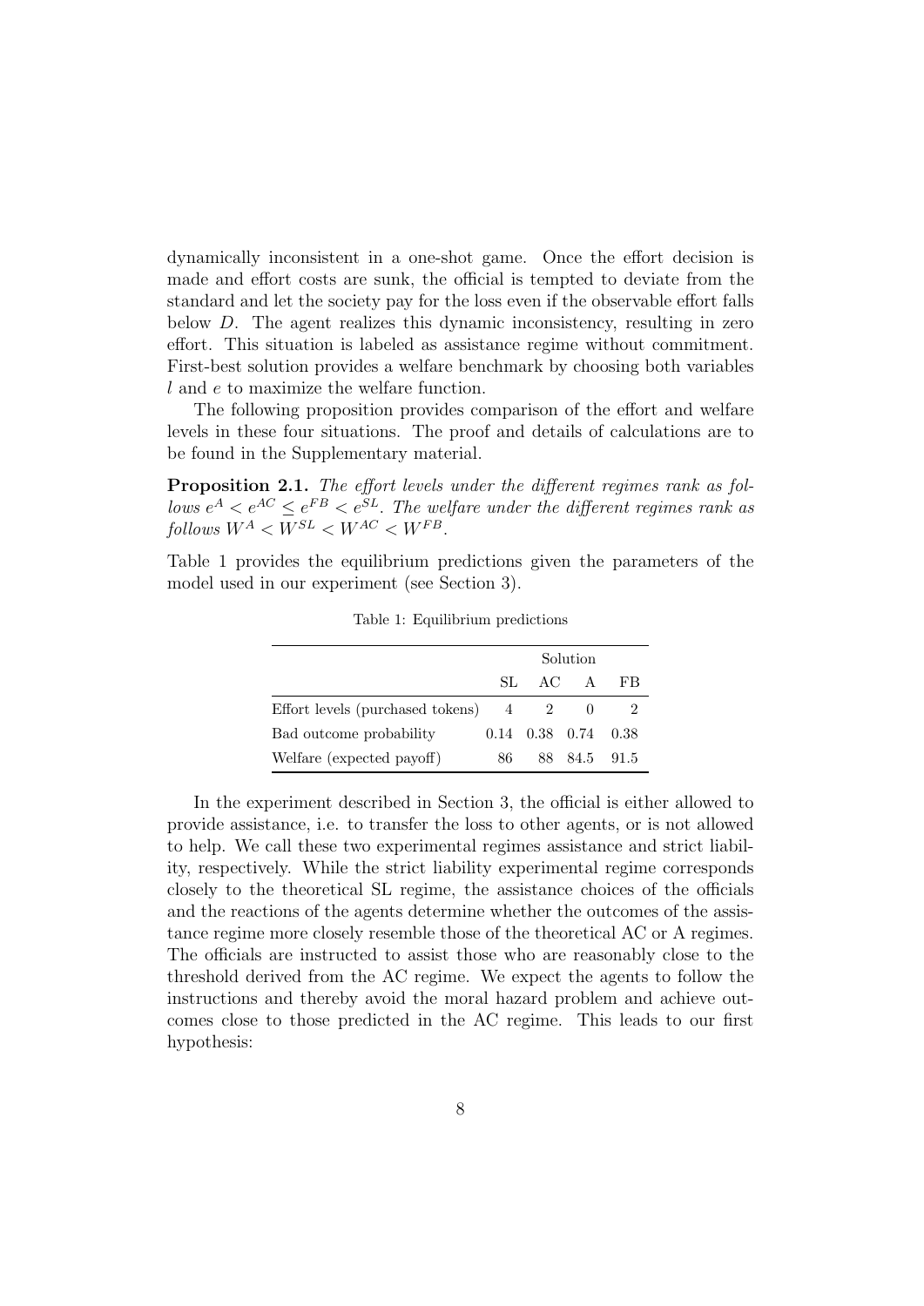dynamically inconsistent in a one-shot game. Once the effort decision is made and effort costs are sunk, the official is tempted to deviate from the standard and let the society pay for the loss even if the observable effort falls below $D$. The agent realizes this dynamic inconsistency, resulting in zero effort. This situation is labeled as assistance regime without commitment. First-best solution provides a welfare benchmark by choosing both variables $l$ and $e$ to maximize the welfare function.

The following proposition provides comparison of the effort and welfare levels in these four situations. The proof and details of calculations are to be found in the Supplementary material.

**Proposition 2.1.** *The effort levels under the different regimes rank as follows $e^A < e^{AC} \leq e^{FB} < e^{SL}$. The welfare under the different regimes rank as follows $W^A < W^{SL} < W^{AC} < W^{FB}$.*

Table 1 provides the equilibrium predictions given the parameters of the model used in our experiment (see Section 3).

Table 1: Equilibrium predictions

| | Solution | | | |
|---|---|---|---|---|
| | SL | AC | A | FB |
| Effort levels (purchased tokens) | 4 | 2 | 0 | 2 |
| Bad outcome probability | 0.14 | 0.38 | 0.74 | 0.38 |
| Welfare (expected payoff) | 86 | 88 | 84.5 | 91.5 |

In the experiment described in Section 3, the official is either allowed to provide assistance, i.e. to transfer the loss to other agents, or is not allowed to help. We call these two experimental regimes assistance and strict liability, respectively. While the strict liability experimental regime corresponds closely to the theoretical SL regime, the assistance choices of the officials and the reactions of the agents determine whether the outcomes of the assistance regime more closely resemble those of the theoretical AC or A regimes. The officials are instructed to assist those who are reasonably close to the threshold derived from the AC regime. We expect the agents to follow the instructions and thereby avoid the moral hazard problem and achieve outcomes close to those predicted in the AC regime. This leads to our first hypothesis: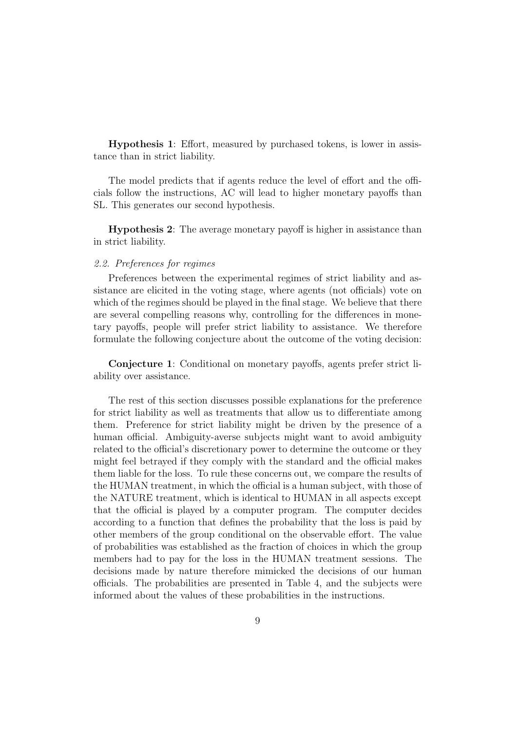**Hypothesis 1**: Effort, measured by purchased tokens, is lower in assistance than in strict liability.

The model predicts that if agents reduce the level of effort and the officials follow the instructions, AC will lead to higher monetary payoffs than SL. This generates our second hypothesis.

**Hypothesis 2**: The average monetary payoff is higher in assistance than in strict liability.

### *2.2. Preferences for regimes*

Preferences between the experimental regimes of strict liability and assistance are elicited in the voting stage, where agents (not officials) vote on which of the regimes should be played in the final stage. We believe that there are several compelling reasons why, controlling for the differences in monetary payoffs, people will prefer strict liability to assistance. We therefore formulate the following conjecture about the outcome of the voting decision:

**Conjecture 1**: Conditional on monetary payoffs, agents prefer strict liability over assistance.

The rest of this section discusses possible explanations for the preference for strict liability as well as treatments that allow us to differentiate among them. Preference for strict liability might be driven by the presence of a human official. Ambiguity-averse subjects might want to avoid ambiguity related to the official's discretionary power to determine the outcome or they might feel betrayed if they comply with the standard and the official makes them liable for the loss. To rule these concerns out, we compare the results of the HUMAN treatment, in which the official is a human subject, with those of the NATURE treatment, which is identical to HUMAN in all aspects except that the official is played by a computer program. The computer decides according to a function that defines the probability that the loss is paid by other members of the group conditional on the observable effort. The value of probabilities was established as the fraction of choices in which the group members had to pay for the loss in the HUMAN treatment sessions. The decisions made by nature therefore mimicked the decisions of our human officials. The probabilities are presented in Table 4, and the subjects were informed about the values of these probabilities in the instructions.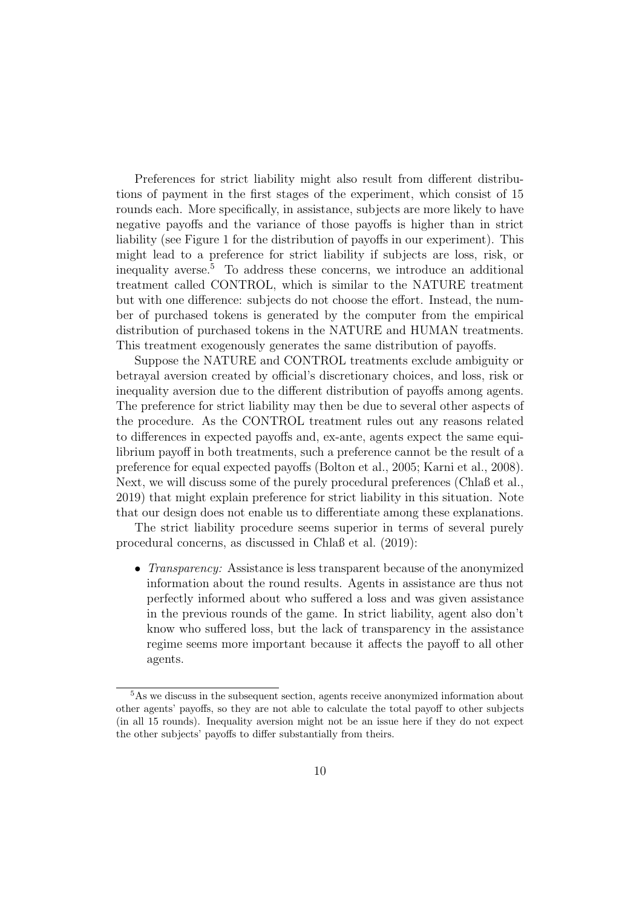Preferences for strict liability might also result from different distributions of payment in the first stages of the experiment, which consist of 15 rounds each. More specifically, in assistance, subjects are more likely to have negative payoffs and the variance of those payoffs is higher than in strict liability (see Figure 1 for the distribution of payoffs in our experiment). This might lead to a preference for strict liability if subjects are loss, risk, or inequality averse.[5] To address these concerns, we introduce an additional treatment called CONTROL, which is similar to the NATURE treatment but with one difference: subjects do not choose the effort. Instead, the number of purchased tokens is generated by the computer from the empirical distribution of purchased tokens in the NATURE and HUMAN treatments. This treatment exogenously generates the same distribution of payoffs.

Suppose the NATURE and CONTROL treatments exclude ambiguity or betrayal aversion created by official's discretionary choices, and loss, risk or inequality aversion due to the different distribution of payoffs among agents. The preference for strict liability may then be due to several other aspects of the procedure. As the CONTROL treatment rules out any reasons related to differences in expected payoffs and, ex-ante, agents expect the same equilibrium payoff in both treatments, such a preference cannot be the result of a preference for equal expected payoffs (Bolton et al., 2005; Karni et al., 2008). Next, we will discuss some of the purely procedural preferences (Chlaß et al., 2019) that might explain preference for strict liability in this situation. Note that our design does not enable us to differentiate among these explanations.

The strict liability procedure seems superior in terms of several purely procedural concerns, as discussed in Chlaß et al. (2019):

- *Transparency:* Assistance is less transparent because of the anonymized information about the round results. Agents in assistance are thus not perfectly informed about who suffered a loss and was given assistance in the previous rounds of the game. In strict liability, agent also don't know who suffered loss, but the lack of transparency in the assistance regime seems more important because it affects the payoff to all other agents.

[5] As we discuss in the subsequent section, agents receive anonymized information about other agents' payoffs, so they are not able to calculate the total payoff to other subjects (in all 15 rounds). Inequality aversion might not be an issue here if they do not expect the other subjects' payoffs to differ substantially from theirs.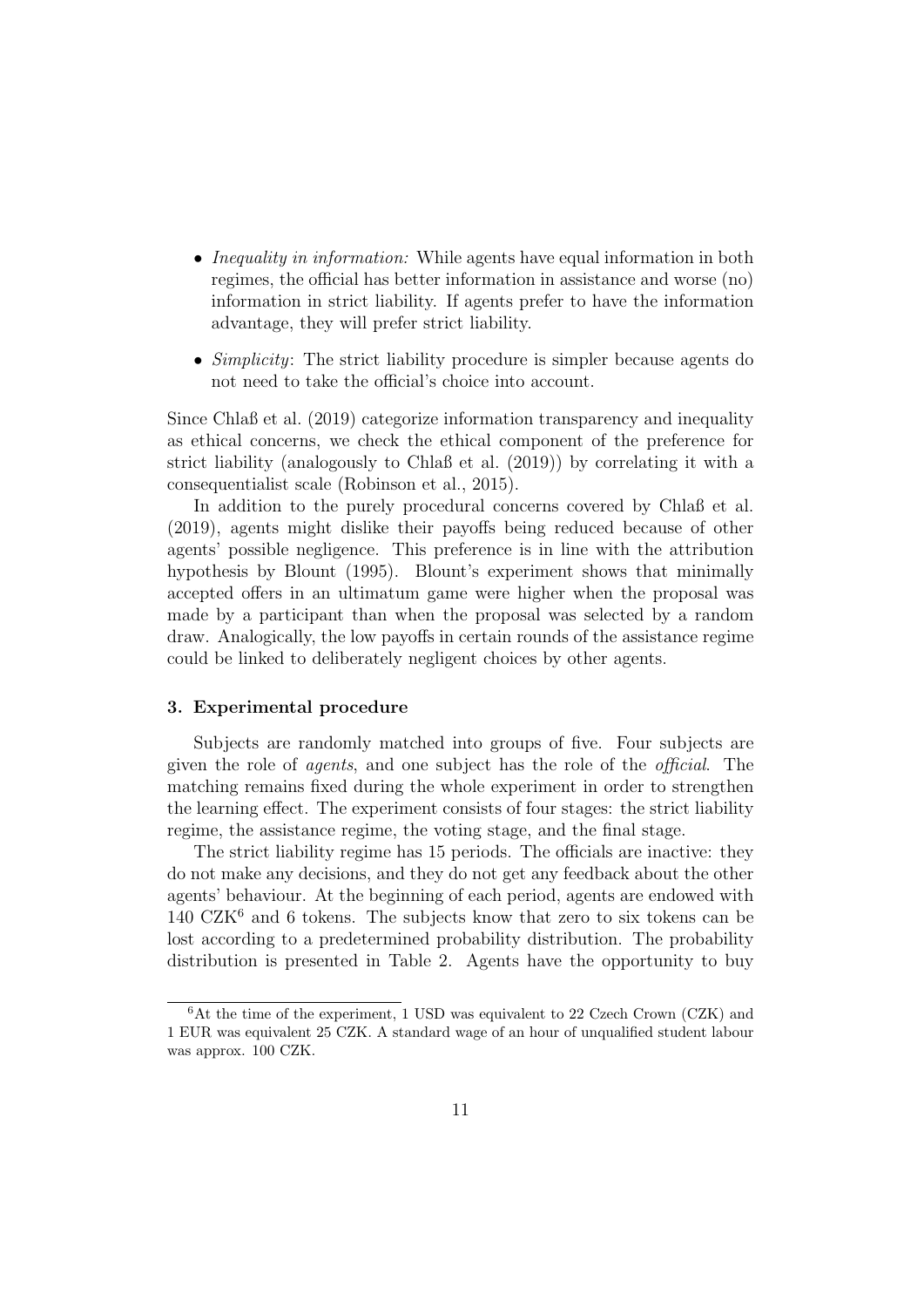- *Inequality in information:* While agents have equal information in both regimes, the official has better information in assistance and worse (no) information in strict liability. If agents prefer to have the information advantage, they will prefer strict liability.
- *Simplicity*: The strict liability procedure is simpler because agents do not need to take the official's choice into account.

Since Chlaß et al. (2019) categorize information transparency and inequality as ethical concerns, we check the ethical component of the preference for strict liability (analogously to Chlaß et al. (2019)) by correlating it with a consequentialist scale (Robinson et al., 2015).

In addition to the purely procedural concerns covered by Chlaß et al. (2019), agents might dislike their payoffs being reduced because of other agents' possible negligence. This preference is in line with the attribution hypothesis by Blount (1995). Blount's experiment shows that minimally accepted offers in an ultimatum game were higher when the proposal was made by a participant than when the proposal was selected by a random draw. Analogically, the low payoffs in certain rounds of the assistance regime could be linked to deliberately negligent choices by other agents.

## 3. Experimental procedure

Subjects are randomly matched into groups of five. Four subjects are given the role of *agents*, and one subject has the role of the *official*. The matching remains fixed during the whole experiment in order to strengthen the learning effect. The experiment consists of four stages: the strict liability regime, the assistance regime, the voting stage, and the final stage.

The strict liability regime has 15 periods. The officials are inactive: they do not make any decisions, and they do not get any feedback about the other agents' behaviour. At the beginning of each period, agents are endowed with 140 CZK[6] and 6 tokens. The subjects know that zero to six tokens can be lost according to a predetermined probability distribution. The probability distribution is presented in Table 2. Agents have the opportunity to buy

[6] At the time of the experiment, 1 USD was equivalent to 22 Czech Crown (CZK) and 1 EUR was equivalent 25 CZK. A standard wage of an hour of unqualified student labour was approx. 100 CZK.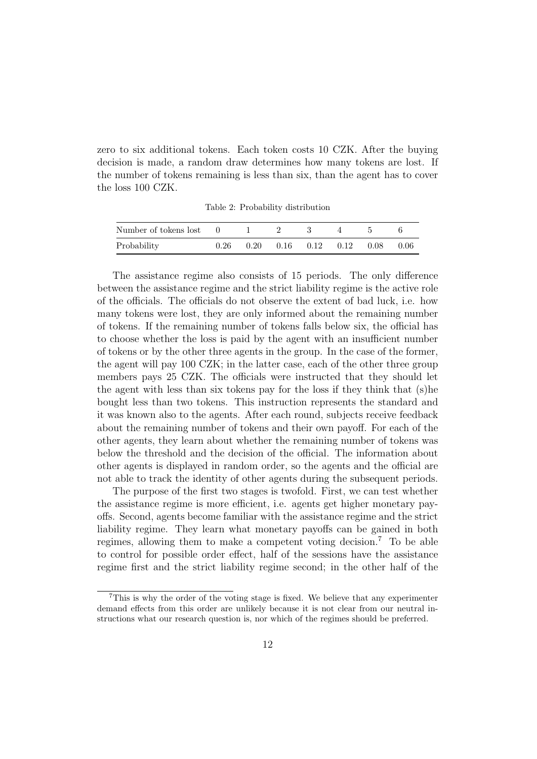zero to six additional tokens. Each token costs 10 CZK. After the buying decision is made, a random draw determines how many tokens are lost. If the number of tokens remaining is less than six, than the agent has to cover the loss 100 CZK.

Table 2: Probability distribution

| Number of tokens lost | 0 | 1 | 2 | 3 | 4 | 5 | 6 |
|---|---|---|---|---|---|---|---|
| Probability | 0.26 | 0.20 | 0.16 | 0.12 | 0.12 | 0.08 | 0.06 |

The assistance regime also consists of 15 periods. The only difference between the assistance regime and the strict liability regime is the active role of the officials. The officials do not observe the extent of bad luck, i.e. how many tokens were lost, they are only informed about the remaining number of tokens. If the remaining number of tokens falls below six, the official has to choose whether the loss is paid by the agent with an insufficient number of tokens or by the other three agents in the group. In the case of the former, the agent will pay 100 CZK; in the latter case, each of the other three group members pays 25 CZK. The officials were instructed that they should let the agent with less than six tokens pay for the loss if they think that (s)he bought less than two tokens. This instruction represents the standard and it was known also to the agents. After each round, subjects receive feedback about the remaining number of tokens and their own payoff. For each of the other agents, they learn about whether the remaining number of tokens was below the threshold and the decision of the official. The information about other agents is displayed in random order, so the agents and the official are not able to track the identity of other agents during the subsequent periods.

The purpose of the first two stages is twofold. First, we can test whether the assistance regime is more efficient, i.e. agents get higher monetary payoffs. Second, agents become familiar with the assistance regime and the strict liability regime. They learn what monetary payoffs can be gained in both regimes, allowing them to make a competent voting decision.[7] To be able to control for possible order effect, half of the sessions have the assistance regime first and the strict liability regime second; in the other half of the

[7] This is why the order of the voting stage is fixed. We believe that any experimenter demand effects from this order are unlikely because it is not clear from our neutral instructions what our research question is, nor which of the regimes should be preferred.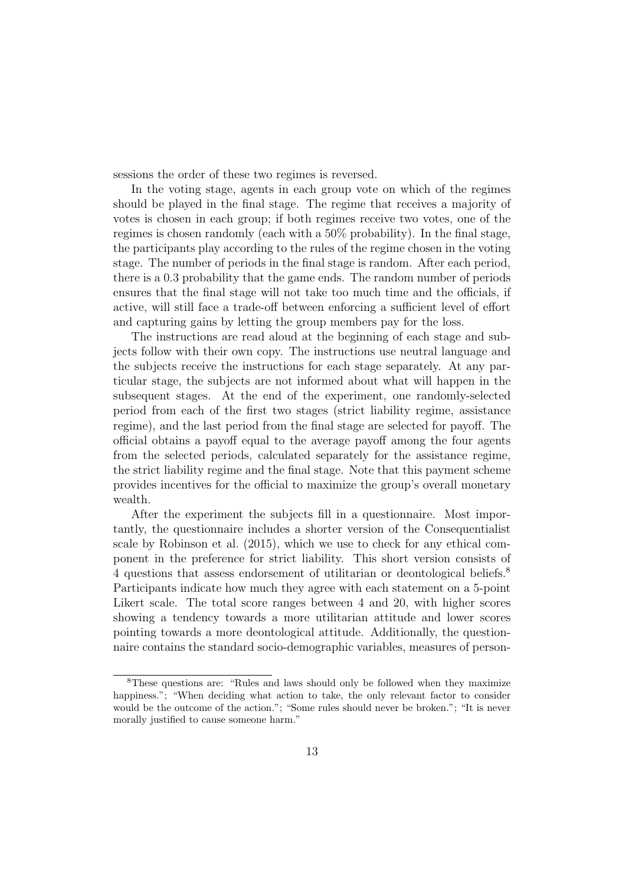sessions the order of these two regimes is reversed.

In the voting stage, agents in each group vote on which of the regimes should be played in the final stage. The regime that receives a majority of votes is chosen in each group; if both regimes receive two votes, one of the regimes is chosen randomly (each with a 50% probability). In the final stage, the participants play according to the rules of the regime chosen in the voting stage. The number of periods in the final stage is random. After each period, there is a 0.3 probability that the game ends. The random number of periods ensures that the final stage will not take too much time and the officials, if active, will still face a trade-off between enforcing a sufficient level of effort and capturing gains by letting the group members pay for the loss.

The instructions are read aloud at the beginning of each stage and subjects follow with their own copy. The instructions use neutral language and the subjects receive the instructions for each stage separately. At any particular stage, the subjects are not informed about what will happen in the subsequent stages. At the end of the experiment, one randomly-selected period from each of the first two stages (strict liability regime, assistance regime), and the last period from the final stage are selected for payoff. The official obtains a payoff equal to the average payoff among the four agents from the selected periods, calculated separately for the assistance regime, the strict liability regime and the final stage. Note that this payment scheme provides incentives for the official to maximize the group's overall monetary wealth.

After the experiment the subjects fill in a questionnaire. Most importantly, the questionnaire includes a shorter version of the Consequentialist scale by Robinson et al. (2015), which we use to check for any ethical component in the preference for strict liability. This short version consists of 4 questions that assess endorsement of utilitarian or deontological beliefs.[8] Participants indicate how much they agree with each statement on a 5-point Likert scale. The total score ranges between 4 and 20, with higher scores showing a tendency towards a more utilitarian attitude and lower scores pointing towards a more deontological attitude. Additionally, the questionnaire contains the standard socio-demographic variables, measures of person-

[8] These questions are: "Rules and laws should only be followed when they maximize happiness."; "When deciding what action to take, the only relevant factor to consider would be the outcome of the action."; "Some rules should never be broken."; "It is never morally justified to cause someone harm."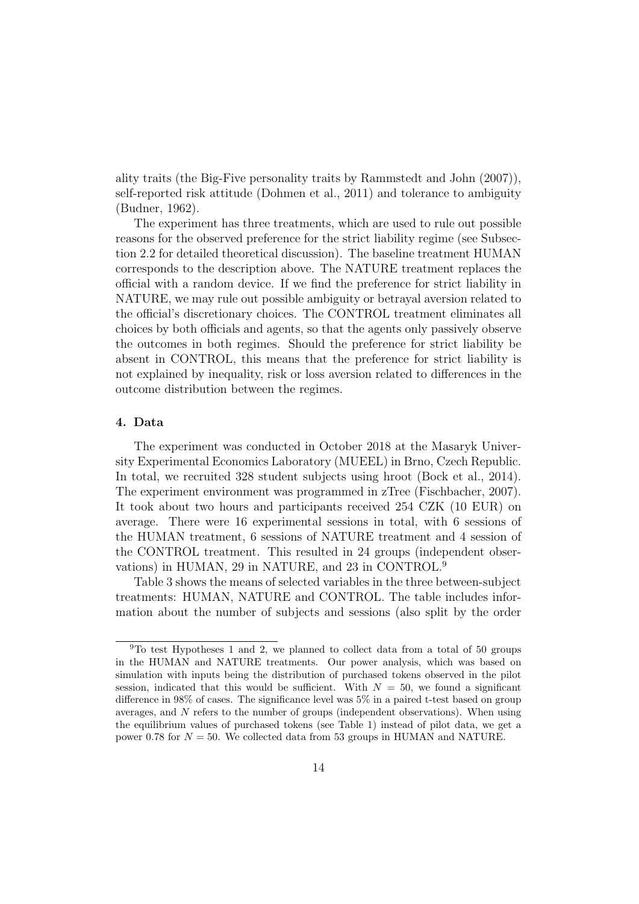ality traits (the Big-Five personality traits by Rammstedt and John (2007)), self-reported risk attitude (Dohmen et al., 2011) and tolerance to ambiguity (Budner, 1962).

The experiment has three treatments, which are used to rule out possible reasons for the observed preference for the strict liability regime (see Subsection 2.2 for detailed theoretical discussion). The baseline treatment HUMAN corresponds to the description above. The NATURE treatment replaces the official with a random device. If we find the preference for strict liability in NATURE, we may rule out possible ambiguity or betrayal aversion related to the official's discretionary choices. The CONTROL treatment eliminates all choices by both officials and agents, so that the agents only passively observe the outcomes in both regimes. Should the preference for strict liability be absent in CONTROL, this means that the preference for strict liability is not explained by inequality, risk or loss aversion related to differences in the outcome distribution between the regimes.

## 4. Data

The experiment was conducted in October 2018 at the Masaryk University Experimental Economics Laboratory (MUEEL) in Brno, Czech Republic. In total, we recruited 328 student subjects using hroot (Bock et al., 2014). The experiment environment was programmed in zTree (Fischbacher, 2007). It took about two hours and participants received 254 CZK (10 EUR) on average. There were 16 experimental sessions in total, with 6 sessions of the HUMAN treatment, 6 sessions of NATURE treatment and 4 session of the CONTROL treatment. This resulted in 24 groups (independent observations) in HUMAN, 29 in NATURE, and 23 in CONTROL.[9]

Table 3 shows the means of selected variables in the three between-subject treatments: HUMAN, NATURE and CONTROL. The table includes information about the number of subjects and sessions (also split by the order

[9] To test Hypotheses 1 and 2, we planned to collect data from a total of 50 groups in the HUMAN and NATURE treatments. Our power analysis, which was based on simulation with inputs being the distribution of purchased tokens observed in the pilot session, indicated that this would be sufficient. With $N = 50$, we found a significant difference in 98% of cases. The significance level was 5% in a paired t-test based on group averages, and $N$ refers to the number of groups (independent observations). When using the equilibrium values of purchased tokens (see Table 1) instead of pilot data, we get a power 0.78 for $N = 50$. We collected data from 53 groups in HUMAN and NATURE.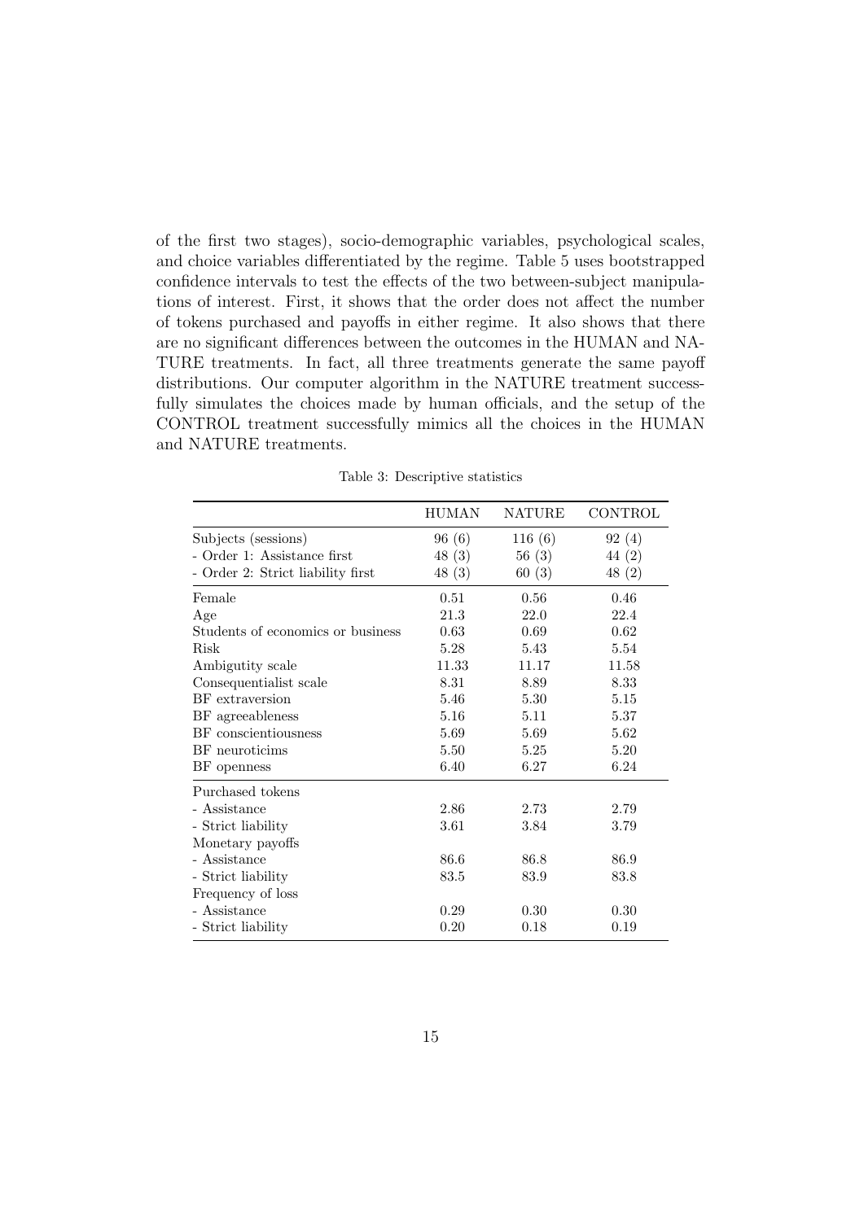of the first two stages), socio-demographic variables, psychological scales, and choice variables differentiated by the regime. Table 5 uses bootstrapped confidence intervals to test the effects of the two between-subject manipulations of interest. First, it shows that the order does not affect the number of tokens purchased and payoffs in either regime. It also shows that there are no significant differences between the outcomes in the HUMAN and NATURE treatments. In fact, all three treatments generate the same payoff distributions. Our computer algorithm in the NATURE treatment successfully simulates the choices made by human officials, and the setup of the CONTROL treatment successfully mimics all the choices in the HUMAN and NATURE treatments.

Table 3: Descriptive statistics

| | HUMAN | NATURE | CONTROL |
|---|---|---|---|
| Subjects (sessions) | 96 (6) | 116 (6) | 92 (4) |
| - Order 1: Assistance first | 48 (3) | 56 (3) | 44 (2) |
| - Order 2: Strict liability first | 48 (3) | 60 (3) | 48 (2) |
| Female | 0.51 | 0.56 | 0.46 |
| Age | 21.3 | 22.0 | 22.4 |
| Students of economics or business | 0.63 | 0.69 | 0.62 |
| Risk | 5.28 | 5.43 | 5.54 |
| Ambigutity scale | 11.33 | 11.17 | 11.58 |
| Consequentialist scale | 8.31 | 8.89 | 8.33 |
| BF extraversion | 5.46 | 5.30 | 5.15 |
| BF agreeableness | 5.16 | 5.11 | 5.37 |
| BF conscientiousness | 5.69 | 5.69 | 5.62 |
| BF neuroticims | 5.50 | 5.25 | 5.20 |
| BF openness | 6.40 | 6.27 | 6.24 |
| Purchased tokens | | | |
| - Assistance | 2.86 | 2.73 | 2.79 |
| - Strict liability | 3.61 | 3.84 | 3.79 |
| Monetary payoffs | | | |
| - Assistance | 86.6 | 86.8 | 86.9 |
| - Strict liability | 83.5 | 83.9 | 83.8 |
| Frequency of loss | | | |
| - Assistance | 0.29 | 0.30 | 0.30 |
| - Strict liability | 0.20 | 0.18 | 0.19 |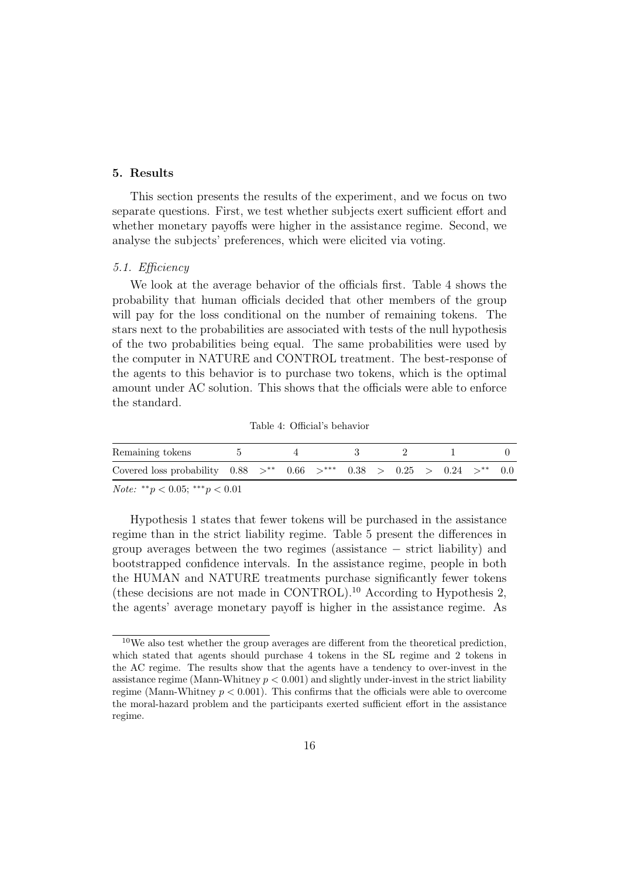## 5. Results

This section presents the results of the experiment, and we focus on two separate questions. First, we test whether subjects exert sufficient effort and whether monetary payoffs were higher in the assistance regime. Second, we analyse the subjects' preferences, which were elicited via voting.

### *5.1. Efficiency*

We look at the average behavior of the officials first. Table 4 shows the probability that human officials decided that other members of the group will pay for the loss conditional on the number of remaining tokens. The stars next to the probabilities are associated with tests of the null hypothesis of the two probabilities being equal. The same probabilities were used by the computer in NATURE and CONTROL treatment. The best-response of the agents to this behavior is to purchase two tokens, which is the optimal amount under AC solution. This shows that the officials were able to enforce the standard.

Table 4: Official's behavior

| Remaining tokens | 5 | | 4 | | 3 | | 2 | | 1 | | 0 |
|---|---|---|---|---|---|---|---|---|---|---|---|
| Covered loss probability | 0.88 | $>^{**}$ | 0.66 | $>^{***}$ | 0.38 | $>$ | 0.25 | $>$ | 0.24 | $>^{**}$ | 0.0 |

*Note:* $^{**}p < 0.05$; $^{***}p < 0.01$

Hypothesis 1 states that fewer tokens will be purchased in the assistance regime than in the strict liability regime. Table 5 present the differences in group averages between the two regimes (assistance $-$ strict liability) and bootstrapped confidence intervals. In the assistance regime, people in both the HUMAN and NATURE treatments purchase significantly fewer tokens (these decisions are not made in CONTROL).[10] According to Hypothesis 2, the agents' average monetary payoff is higher in the assistance regime. As

[10] We also test whether the group averages are different from the theoretical prediction, which stated that agents should purchase 4 tokens in the SL regime and 2 tokens in the AC regime. The results show that the agents have a tendency to over-invest in the assistance regime (Mann-Whitney $p < 0.001$) and slightly under-invest in the strict liability regime (Mann-Whitney $p < 0.001$). This confirms that the officials were able to overcome the moral-hazard problem and the participants exerted sufficient effort in the assistance regime.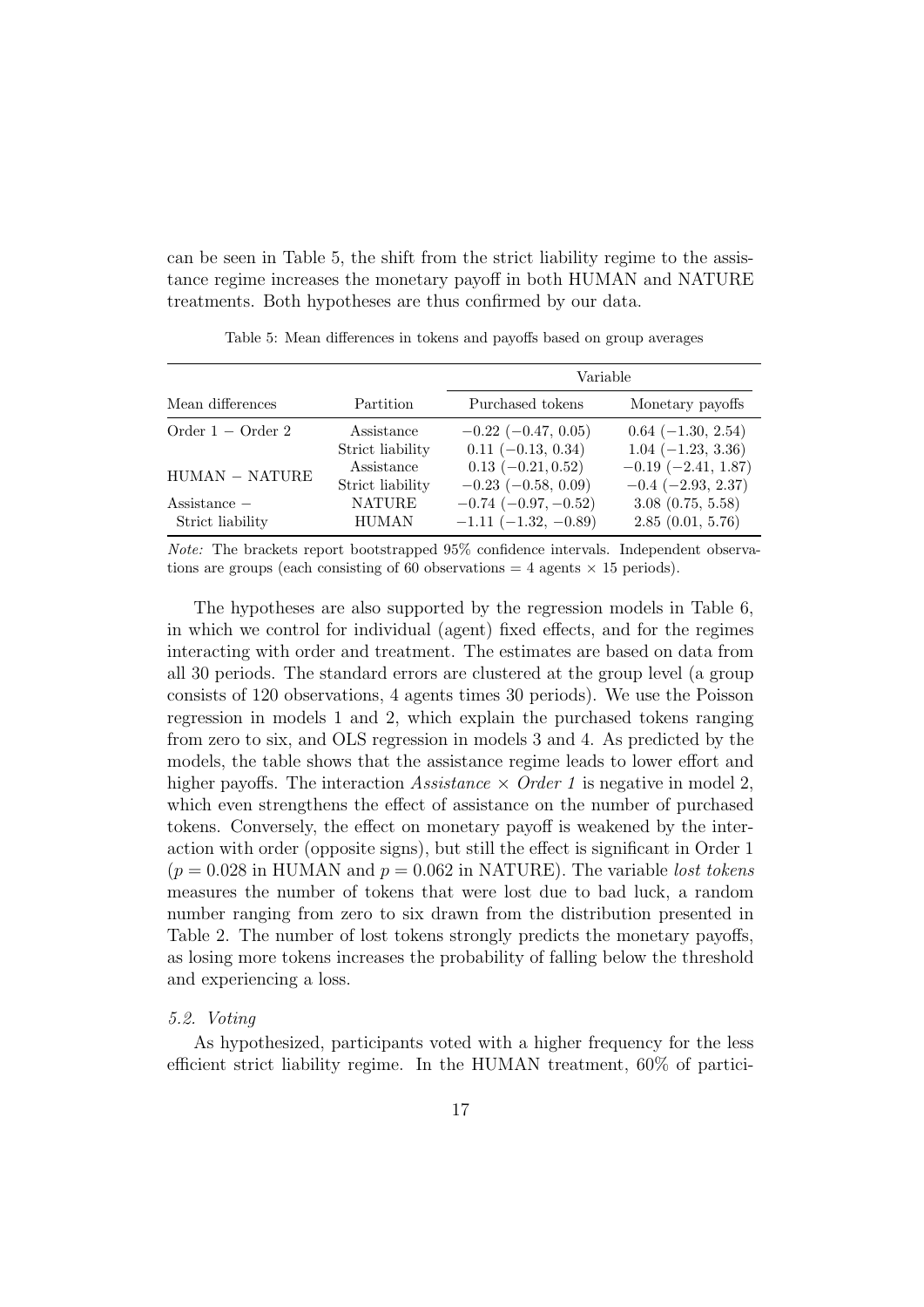can be seen in Table 5, the shift from the strict liability regime to the assistance regime increases the monetary payoff in both HUMAN and NATURE treatments. Both hypotheses are thus confirmed by our data.

Table 5: Mean differences in tokens and payoffs based on group averages

| Mean differences | Partition | Variable | |
|---|---|---|---|
| | | Purchased tokens | Monetary payoffs |
| Order 1 − Order 2 | Assistance | −0.22 (−0.47, 0.05) | 0.64 (−1.30, 2.54) |
| | Strict liability | 0.11 (−0.13, 0.34) | 1.04 (−1.23, 3.36) |
| HUMAN − NATURE | Assistance | 0.13 (−0.21, 0.52) | −0.19 (−2.41, 1.87) |
| | Strict liability | −0.23 (−0.58, 0.09) | −0.4 (−2.93, 2.37) |
| Assistance − Strict liability | NATURE | −0.74 (−0.97, −0.52) | 3.08 (0.75, 5.58) |
| | HUMAN | −1.11 (−1.32, −0.89) | 2.85 (0.01, 5.76) |

*Note:* The brackets report bootstrapped 95% confidence intervals. Independent observations are groups (each consisting of 60 observations = 4 agents × 15 periods).

The hypotheses are also supported by the regression models in Table 6, in which we control for individual (agent) fixed effects, and for the regimes interacting with order and treatment. The estimates are based on data from all 30 periods. The standard errors are clustered at the group level (a group consists of 120 observations, 4 agents times 30 periods). We use the Poisson regression in models 1 and 2, which explain the purchased tokens ranging from zero to six, and OLS regression in models 3 and 4. As predicted by the models, the table shows that the assistance regime leads to lower effort and higher payoffs. The interaction *Assistance × Order 1* is negative in model 2, which even strengthens the effect of assistance on the number of purchased tokens. Conversely, the effect on monetary payoff is weakened by the interaction with order (opposite signs), but still the effect is significant in Order 1 ($p = 0.028$ in HUMAN and $p = 0.062$ in NATURE). The variable *lost tokens* measures the number of tokens that were lost due to bad luck, a random number ranging from zero to six drawn from the distribution presented in Table 2. The number of lost tokens strongly predicts the monetary payoffs, as losing more tokens increases the probability of falling below the threshold and experiencing a loss.

### 5.2. Voting

As hypothesized, participants voted with a higher frequency for the less efficient strict liability regime. In the HUMAN treatment, 60% of partici-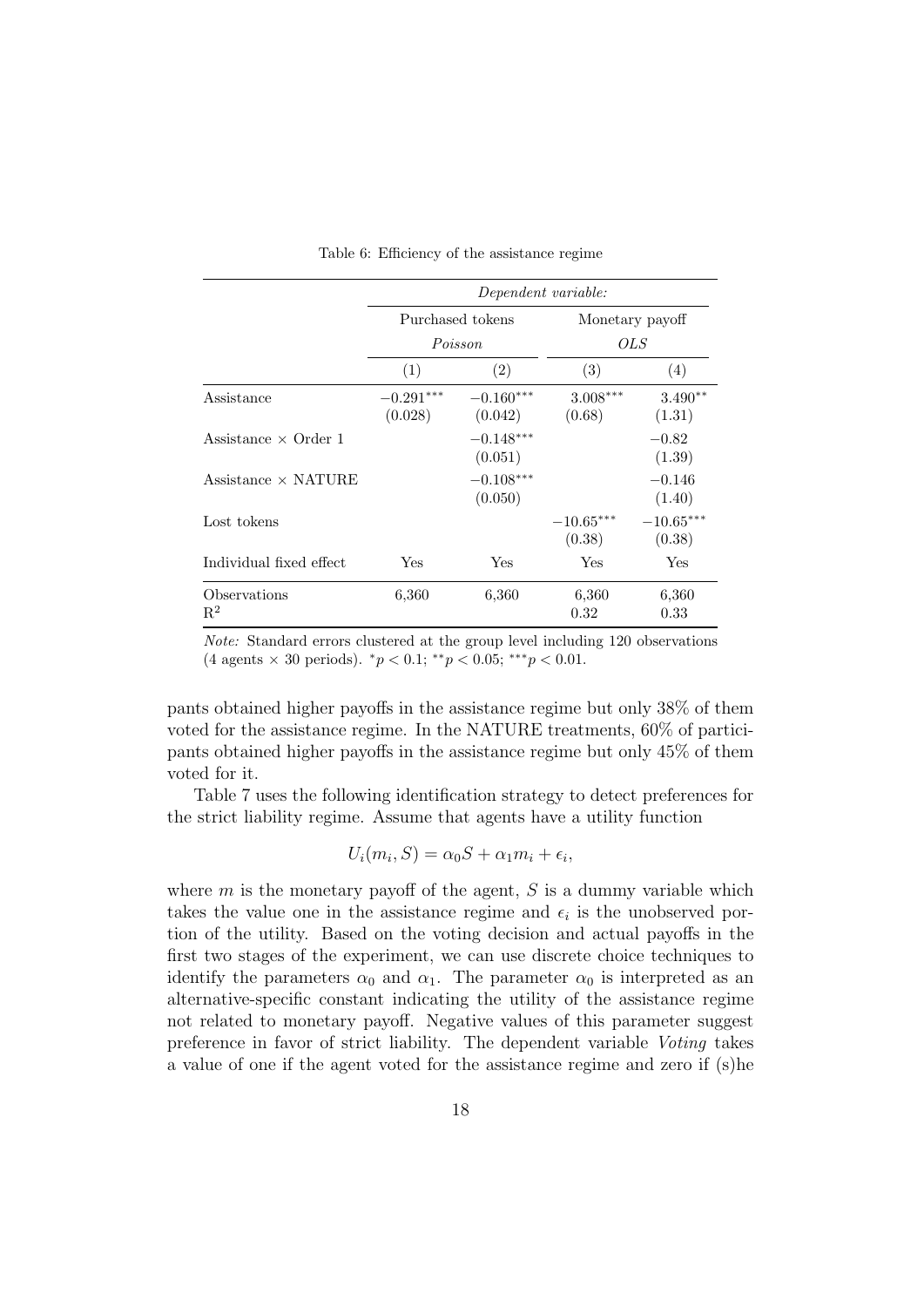Table 6: Efficiency of the assistance regime

| | *Dependent variable:* | | | |
|---|---|---|---|---|
| | Purchased tokens | | Monetary payoff | |
| | *Poisson* | | *OLS* | |
| | (1) | (2) | (3) | (4) |
| Assistance | $-0.291^{***}$ (0.028) | $-0.160^{***}$ (0.042) | $3.008^{***}$ (0.68) | $3.490^{**}$ (1.31) |
| Assistance × Order 1 | | $-0.148^{***}$ (0.051) | | $-0.82$ (1.39) |
| Assistance × NATURE | | $-0.108^{***}$ (0.050) | | $-0.146$ (1.40) |
| Lost tokens | | | $-10.65^{***}$ (0.38) | $-10.65^{***}$ (0.38) |
| Individual fixed effect | Yes | Yes | Yes | Yes |
| Observations | 6,360 | 6,360 | 6,360 | 6,360 |
| $R^2$ | | | 0.32 | 0.33 |

*Note:* Standard errors clustered at the group level including 120 observations (4 agents × 30 periods). $^{*}p < 0.1$; $^{**}p < 0.05$; $^{***}p < 0.01$.

pants obtained higher payoffs in the assistance regime but only 38% of them voted for the assistance regime. In the NATURE treatments, 60% of participants obtained higher payoffs in the assistance regime but only 45% of them voted for it.

Table 7 uses the following identification strategy to detect preferences for the strict liability regime. Assume that agents have a utility function

$$U_i(m_i, S) = \alpha_0 S + \alpha_1 m_i + \epsilon_i,$$

where $m$ is the monetary payoff of the agent, $S$ is a dummy variable which takes the value one in the assistance regime and $\epsilon_i$ is the unobserved portion of the utility. Based on the voting decision and actual payoffs in the first two stages of the experiment, we can use discrete choice techniques to identify the parameters $\alpha_0$ and $\alpha_1$. The parameter $\alpha_0$ is interpreted as an alternative-specific constant indicating the utility of the assistance regime not related to monetary payoff. Negative values of this parameter suggest preference in favor of strict liability. The dependent variable *Voting* takes a value of one if the agent voted for the assistance regime and zero if (s)he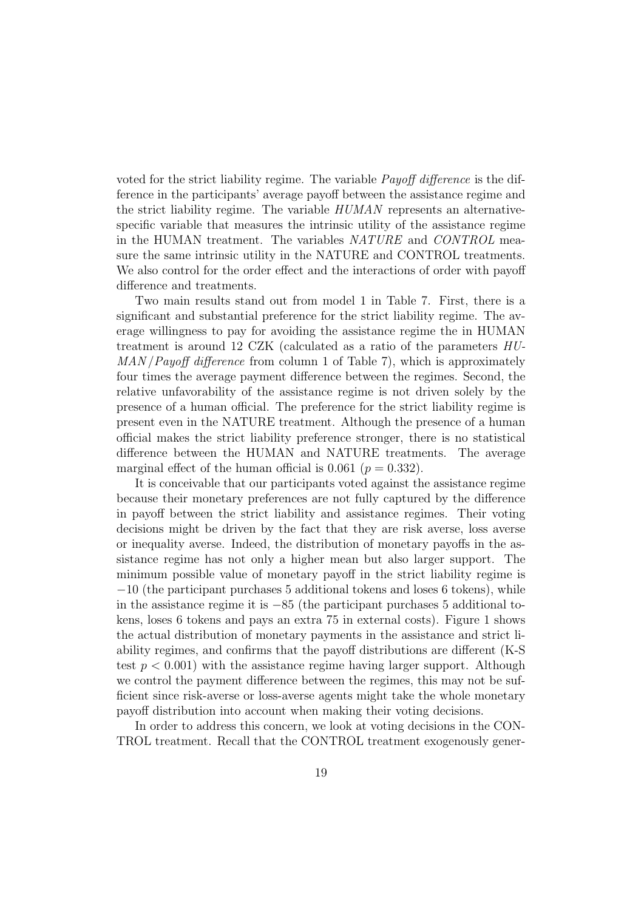voted for the strict liability regime. The variable *Payoff difference* is the difference in the participants' average payoff between the assistance regime and the strict liability regime. The variable *HUMAN* represents an alternative-specific variable that measures the intrinsic utility of the assistance regime in the HUMAN treatment. The variables *NATURE* and *CONTROL* measure the same intrinsic utility in the NATURE and CONTROL treatments. We also control for the order effect and the interactions of order with payoff difference and treatments.

Two main results stand out from model 1 in Table 7. First, there is a significant and substantial preference for the strict liability regime. The average willingness to pay for avoiding the assistance regime the in HUMAN treatment is around 12 CZK (calculated as a ratio of the parameters *HUMAN/Payoff difference* from column 1 of Table 7), which is approximately four times the average payment difference between the regimes. Second, the relative unfavorability of the assistance regime is not driven solely by the presence of a human official. The preference for the strict liability regime is present even in the NATURE treatment. Although the presence of a human official makes the strict liability preference stronger, there is no statistical difference between the HUMAN and NATURE treatments. The average marginal effect of the human official is 0.061 ($p = 0.332$).

It is conceivable that our participants voted against the assistance regime because their monetary preferences are not fully captured by the difference in payoff between the strict liability and assistance regimes. Their voting decisions might be driven by the fact that they are risk averse, loss averse or inequality averse. Indeed, the distribution of monetary payoffs in the assistance regime has not only a higher mean but also larger support. The minimum possible value of monetary payoff in the strict liability regime is $-10$ (the participant purchases 5 additional tokens and loses 6 tokens), while in the assistance regime it is $-85$ (the participant purchases 5 additional tokens, loses 6 tokens and pays an extra 75 in external costs). Figure 1 shows the actual distribution of monetary payments in the assistance and strict liability regimes, and confirms that the payoff distributions are different (K-S test $p < 0.001$) with the assistance regime having larger support. Although we control the payment difference between the regimes, this may not be sufficient since risk-averse or loss-averse agents might take the whole monetary payoff distribution into account when making their voting decisions.

In order to address this concern, we look at voting decisions in the CONTROL treatment. Recall that the CONTROL treatment exogenously gener-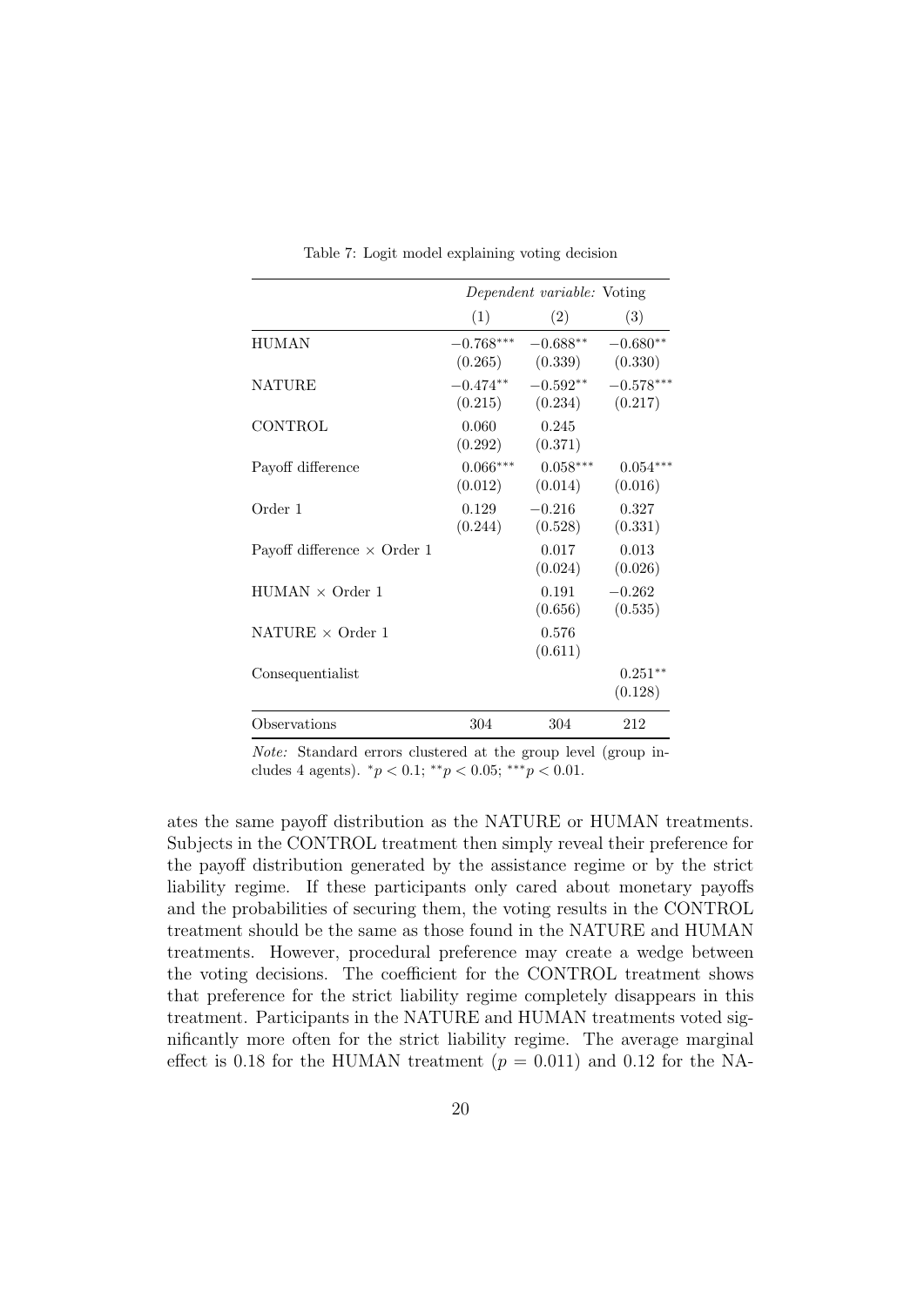Table 7: Logit model explaining voting decision

| | *Dependent variable:* Voting | | |
|---|---|---|---|
| | (1) | (2) | (3) |
| HUMAN | $-0.768^{***}$ | $-0.688^{**}$ | $-0.680^{**}$ |
| | (0.265) | (0.339) | (0.330) |
| NATURE | $-0.474^{**}$ | $-0.592^{**}$ | $-0.578^{***}$ |
| | (0.215) | (0.234) | (0.217) |
| CONTROL | 0.060 | 0.245 | |
| | (0.292) | (0.371) | |
| Payoff difference | $0.066^{***}$ | $0.058^{***}$ | $0.054^{***}$ |
| | (0.012) | (0.014) | (0.016) |
| Order 1 | 0.129 | $-0.216$ | 0.327 |
| | (0.244) | (0.528) | (0.331) |
| Payoff difference $\times$ Order 1 | | 0.017 | 0.013 |
| | | (0.024) | (0.026) |
| HUMAN $\times$ Order 1 | | 0.191 | $-0.262$ |
| | | (0.656) | (0.535) |
| NATURE $\times$ Order 1 | | 0.576 | |
| | | (0.611) | |
| Consequentialist | | | $0.251^{**}$ |
| | | | (0.128) |
| Observations | 304 | 304 | 212 |

*Note:* Standard errors clustered at the group level (group includes 4 agents). $^{*}p < 0.1$; $^{**}p < 0.05$; $^{***}p < 0.01$.

ates the same payoff distribution as the NATURE or HUMAN treatments. Subjects in the CONTROL treatment then simply reveal their preference for the payoff distribution generated by the assistance regime or by the strict liability regime. If these participants only cared about monetary payoffs and the probabilities of securing them, the voting results in the CONTROL treatment should be the same as those found in the NATURE and HUMAN treatments. However, procedural preference may create a wedge between the voting decisions. The coefficient for the CONTROL treatment shows that preference for the strict liability regime completely disappears in this treatment. Participants in the NATURE and HUMAN treatments voted significantly more often for the strict liability regime. The average marginal effect is 0.18 for the HUMAN treatment ($p = 0.011$) and 0.12 for the NA-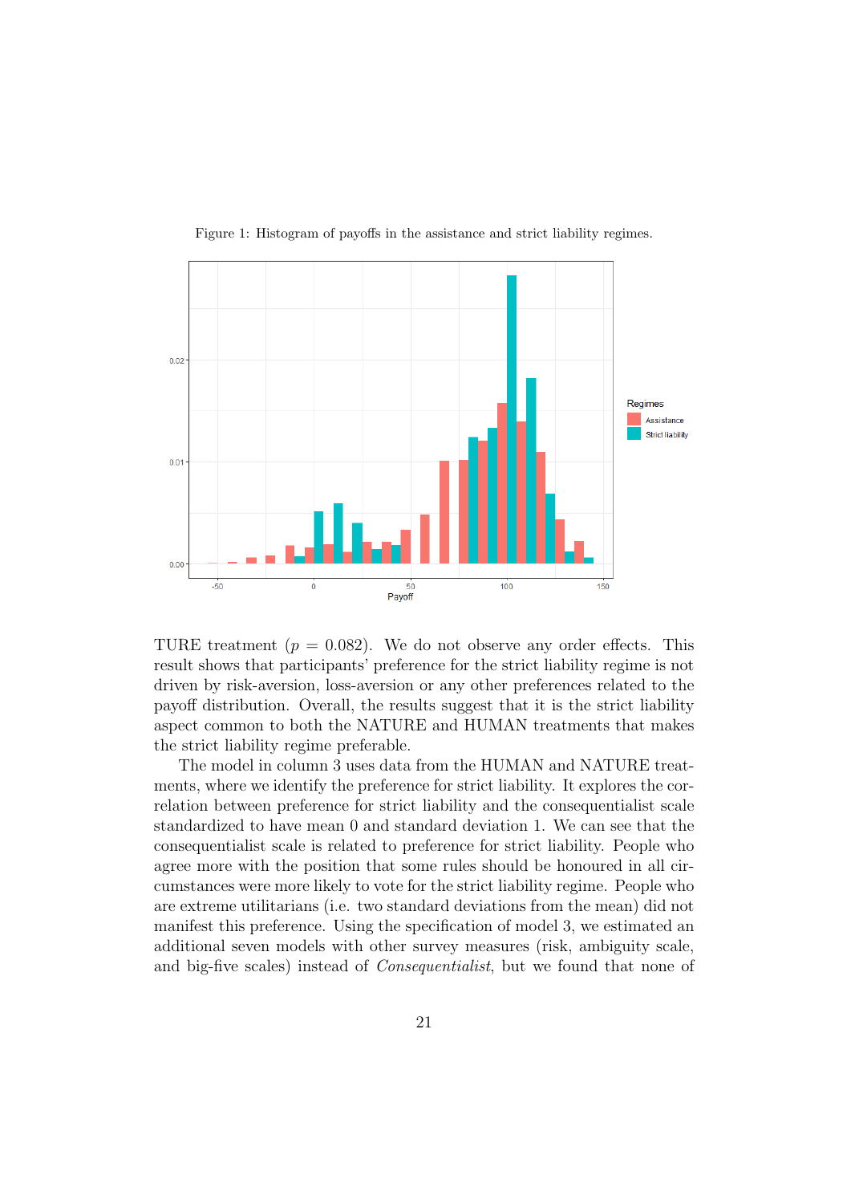Figure 1: Histogram of payoffs in the assistance and strict liability regimes.

TURE treatment ($p = 0.082$). We do not observe any order effects. This result shows that participants' preference for the strict liability regime is not driven by risk-aversion, loss-aversion or any other preferences related to the payoff distribution. Overall, the results suggest that it is the strict liability aspect common to both the NATURE and HUMAN treatments that makes the strict liability regime preferable.

The model in column 3 uses data from the HUMAN and NATURE treatments, where we identify the preference for strict liability. It explores the correlation between preference for strict liability and the consequentialist scale standardized to have mean 0 and standard deviation 1. We can see that the consequentialist scale is related to preference for strict liability. People who agree more with the position that some rules should be honoured in all circumstances were more likely to vote for the strict liability regime. People who are extreme utilitarians (i.e. two standard deviations from the mean) did not manifest this preference. Using the specification of model 3, we estimated an additional seven models with other survey measures (risk, ambiguity scale, and big-five scales) instead of *Consequentialist*, but we found that none of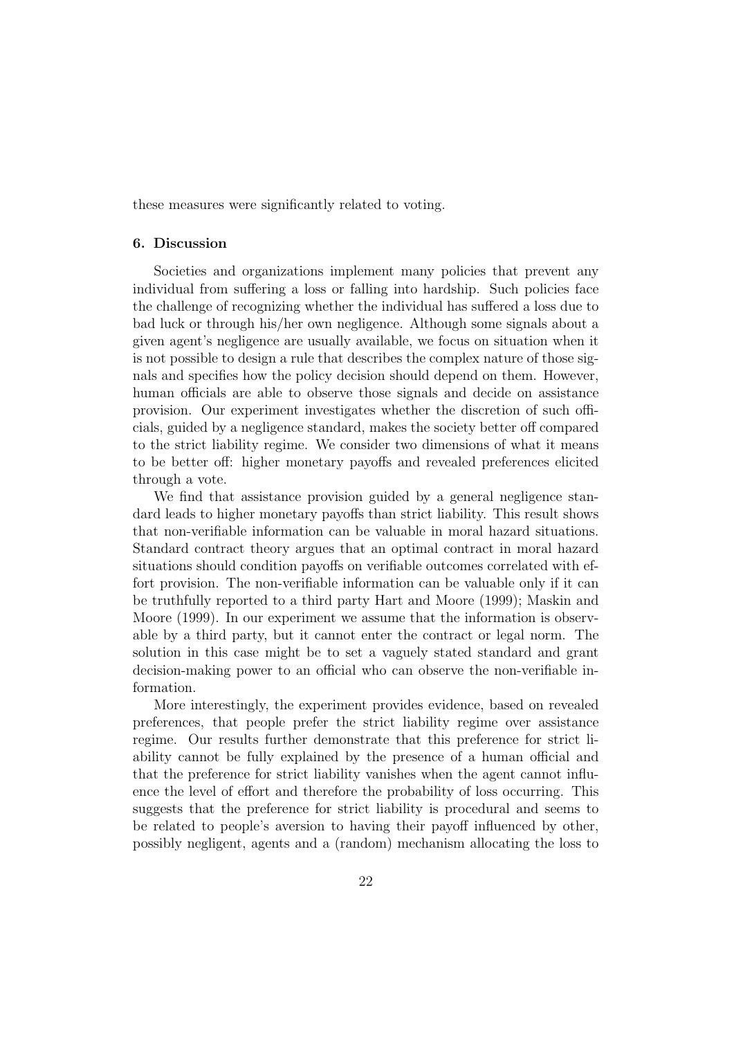these measures were significantly related to voting.

## 6. Discussion

Societies and organizations implement many policies that prevent any individual from suffering a loss or falling into hardship. Such policies face the challenge of recognizing whether the individual has suffered a loss due to bad luck or through his/her own negligence. Although some signals about a given agent's negligence are usually available, we focus on situation when it is not possible to design a rule that describes the complex nature of those signals and specifies how the policy decision should depend on them. However, human officials are able to observe those signals and decide on assistance provision. Our experiment investigates whether the discretion of such officials, guided by a negligence standard, makes the society better off compared to the strict liability regime. We consider two dimensions of what it means to be better off: higher monetary payoffs and revealed preferences elicited through a vote.

We find that assistance provision guided by a general negligence standard leads to higher monetary payoffs than strict liability. This result shows that non-verifiable information can be valuable in moral hazard situations. Standard contract theory argues that an optimal contract in moral hazard situations should condition payoffs on verifiable outcomes correlated with effort provision. The non-verifiable information can be valuable only if it can be truthfully reported to a third party Hart and Moore (1999); Maskin and Moore (1999). In our experiment we assume that the information is observable by a third party, but it cannot enter the contract or legal norm. The solution in this case might be to set a vaguely stated standard and grant decision-making power to an official who can observe the non-verifiable information.

More interestingly, the experiment provides evidence, based on revealed preferences, that people prefer the strict liability regime over assistance regime. Our results further demonstrate that this preference for strict liability cannot be fully explained by the presence of a human official and that the preference for strict liability vanishes when the agent cannot influence the level of effort and therefore the probability of loss occurring. This suggests that the preference for strict liability is procedural and seems to be related to people's aversion to having their payoff influenced by other, possibly negligent, agents and a (random) mechanism allocating the loss to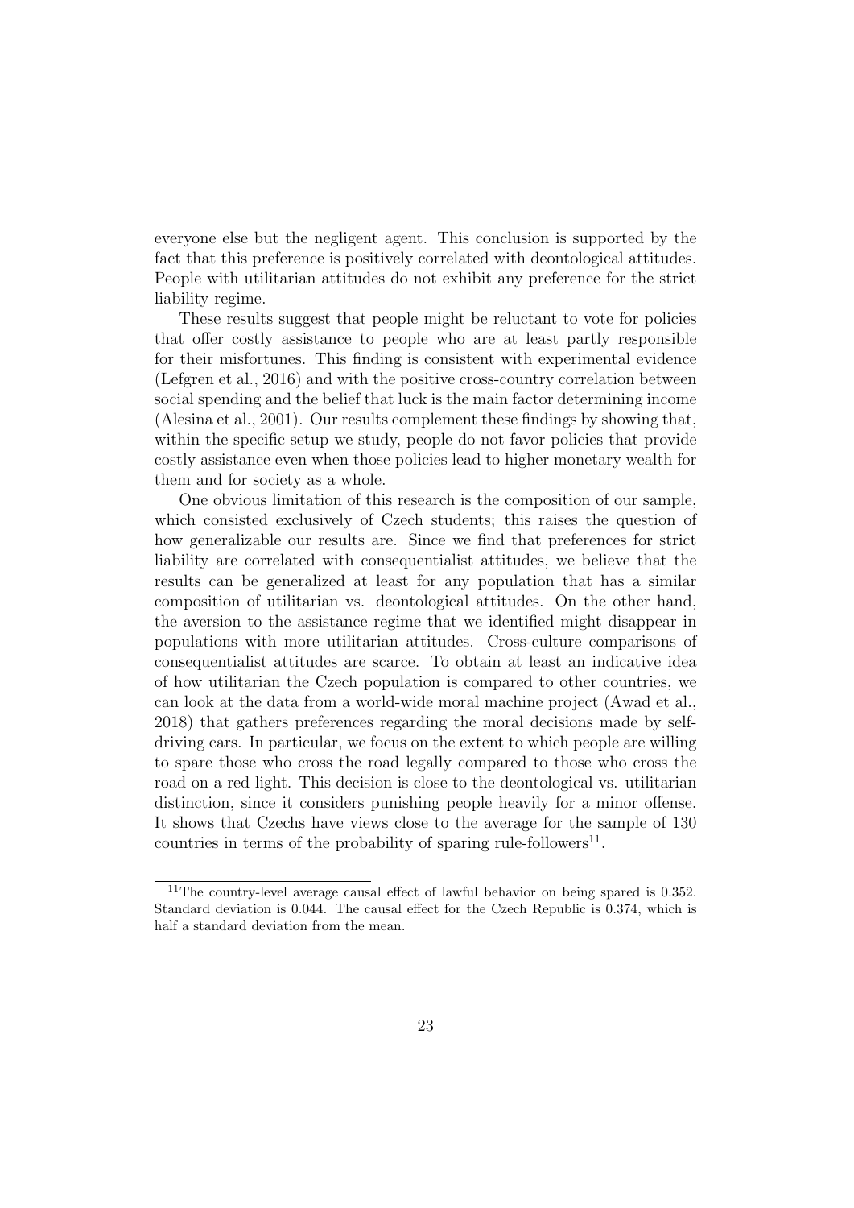everyone else but the negligent agent. This conclusion is supported by the fact that this preference is positively correlated with deontological attitudes. People with utilitarian attitudes do not exhibit any preference for the strict liability regime.

These results suggest that people might be reluctant to vote for policies that offer costly assistance to people who are at least partly responsible for their misfortunes. This finding is consistent with experimental evidence (Lefgren et al., 2016) and with the positive cross-country correlation between social spending and the belief that luck is the main factor determining income (Alesina et al., 2001). Our results complement these findings by showing that, within the specific setup we study, people do not favor policies that provide costly assistance even when those policies lead to higher monetary wealth for them and for society as a whole.

One obvious limitation of this research is the composition of our sample, which consisted exclusively of Czech students; this raises the question of how generalizable our results are. Since we find that preferences for strict liability are correlated with consequentialist attitudes, we believe that the results can be generalized at least for any population that has a similar composition of utilitarian vs. deontological attitudes. On the other hand, the aversion to the assistance regime that we identified might disappear in populations with more utilitarian attitudes. Cross-culture comparisons of consequentialist attitudes are scarce. To obtain at least an indicative idea of how utilitarian the Czech population is compared to other countries, we can look at the data from a world-wide moral machine project (Awad et al., 2018) that gathers preferences regarding the moral decisions made by self-driving cars. In particular, we focus on the extent to which people are willing to spare those who cross the road legally compared to those who cross the road on a red light. This decision is close to the deontological vs. utilitarian distinction, since it considers punishing people heavily for a minor offense. It shows that Czechs have views close to the average for the sample of 130 countries in terms of the probability of sparing rule-followers[11].

[11] The country-level average causal effect of lawful behavior on being spared is 0.352. Standard deviation is 0.044. The causal effect for the Czech Republic is 0.374, which is half a standard deviation from the mean.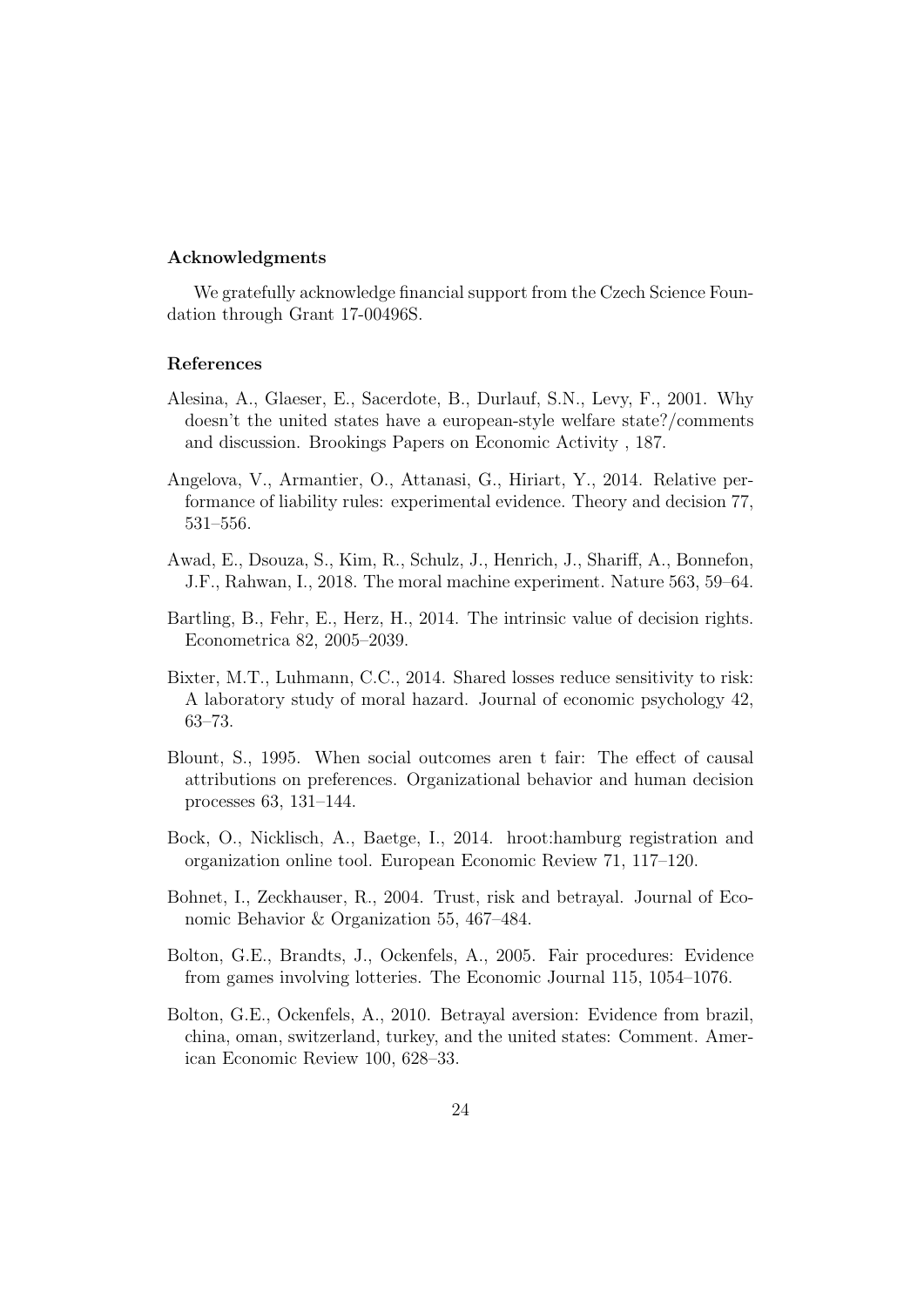### Acknowledgments

We gratefully acknowledge financial support from the Czech Science Foundation through Grant 17-00496S.

### References

Alesina, A., Glaeser, E., Sacerdote, B., Durlauf, S.N., Levy, F., 2001. Why doesn't the united states have a european-style welfare state?/comments and discussion. Brookings Papers on Economic Activity , 187.

Angelova, V., Armantier, O., Attanasi, G., Hiriart, Y., 2014. Relative performance of liability rules: experimental evidence. Theory and decision 77, 531–556.

Awad, E., Dsouza, S., Kim, R., Schulz, J., Henrich, J., Shariff, A., Bonnefon, J.F., Rahwan, I., 2018. The moral machine experiment. Nature 563, 59–64.

Bartling, B., Fehr, E., Herz, H., 2014. The intrinsic value of decision rights. Econometrica 82, 2005–2039.

Bixter, M.T., Luhmann, C.C., 2014. Shared losses reduce sensitivity to risk: A laboratory study of moral hazard. Journal of economic psychology 42, 63–73.

Blount, S., 1995. When social outcomes aren t fair: The effect of causal attributions on preferences. Organizational behavior and human decision processes 63, 131–144.

Bock, O., Nicklisch, A., Baetge, I., 2014. hroot:hamburg registration and organization online tool. European Economic Review 71, 117–120.

Bohnet, I., Zeckhauser, R., 2004. Trust, risk and betrayal. Journal of Economic Behavior & Organization 55, 467–484.

Bolton, G.E., Brandts, J., Ockenfels, A., 2005. Fair procedures: Evidence from games involving lotteries. The Economic Journal 115, 1054–1076.

Bolton, G.E., Ockenfels, A., 2010. Betrayal aversion: Evidence from brazil, china, oman, switzerland, turkey, and the united states: Comment. American Economic Review 100, 628–33.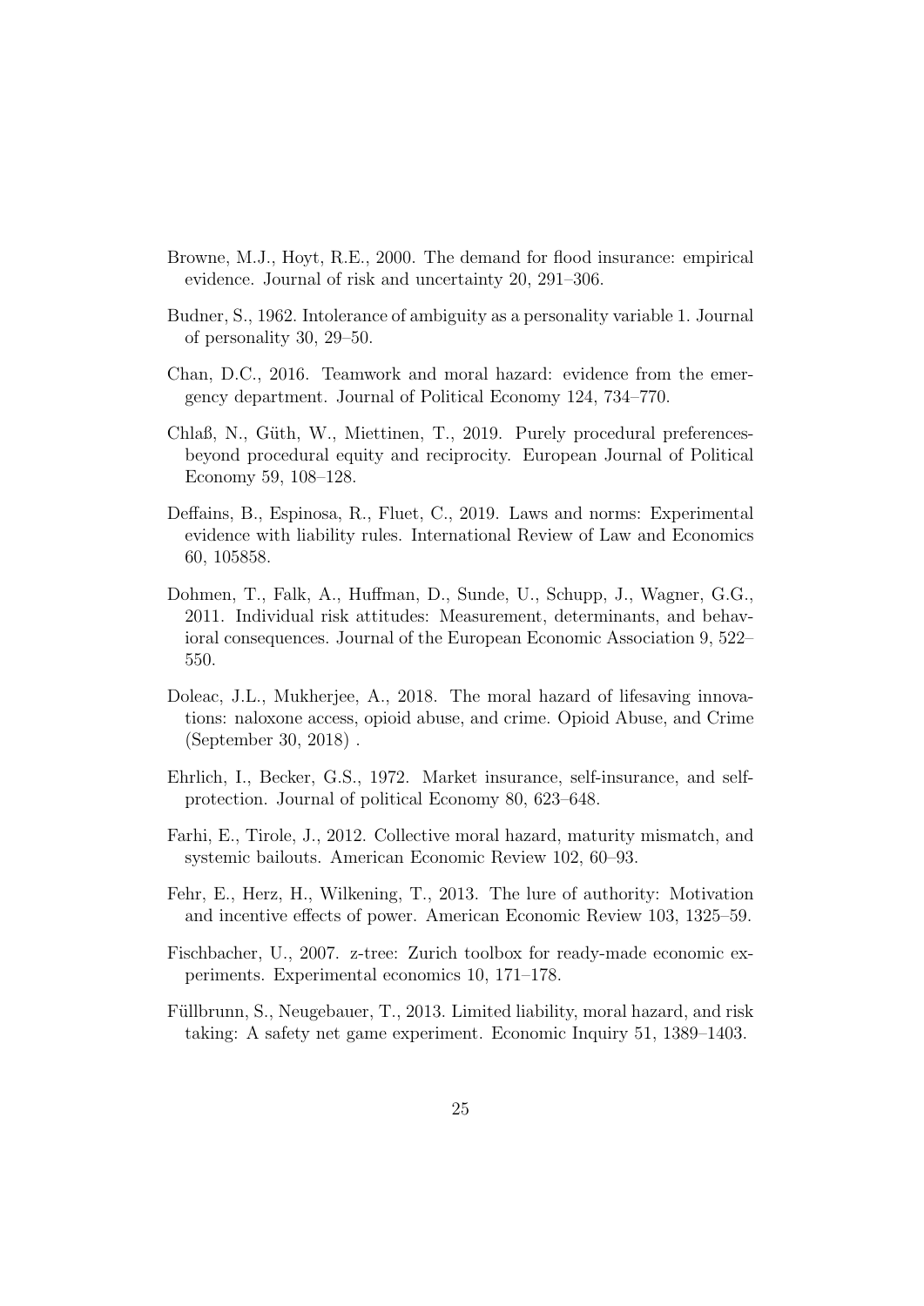Browne, M.J., Hoyt, R.E., 2000. The demand for flood insurance: empirical evidence. Journal of risk and uncertainty 20, 291–306.

Budner, S., 1962. Intolerance of ambiguity as a personality variable 1. Journal of personality 30, 29–50.

Chan, D.C., 2016. Teamwork and moral hazard: evidence from the emergency department. Journal of Political Economy 124, 734–770.

Chlaß, N., Güth, W., Miettinen, T., 2019. Purely procedural preferences-beyond procedural equity and reciprocity. European Journal of Political Economy 59, 108–128.

Deffains, B., Espinosa, R., Fluet, C., 2019. Laws and norms: Experimental evidence with liability rules. International Review of Law and Economics 60, 105858.

Dohmen, T., Falk, A., Huffman, D., Sunde, U., Schupp, J., Wagner, G.G., 2011. Individual risk attitudes: Measurement, determinants, and behavioral consequences. Journal of the European Economic Association 9, 522–550.

Doleac, J.L., Mukherjee, A., 2018. The moral hazard of lifesaving innovations: naloxone access, opioid abuse, and crime. Opioid Abuse, and Crime (September 30, 2018) .

Ehrlich, I., Becker, G.S., 1972. Market insurance, self-insurance, and self-protection. Journal of political Economy 80, 623–648.

Farhi, E., Tirole, J., 2012. Collective moral hazard, maturity mismatch, and systemic bailouts. American Economic Review 102, 60–93.

Fehr, E., Herz, H., Wilkening, T., 2013. The lure of authority: Motivation and incentive effects of power. American Economic Review 103, 1325–59.

Fischbacher, U., 2007. z-tree: Zurich toolbox for ready-made economic experiments. Experimental economics 10, 171–178.

Füllbrunn, S., Neugebauer, T., 2013. Limited liability, moral hazard, and risk taking: A safety net game experiment. Economic Inquiry 51, 1389–1403.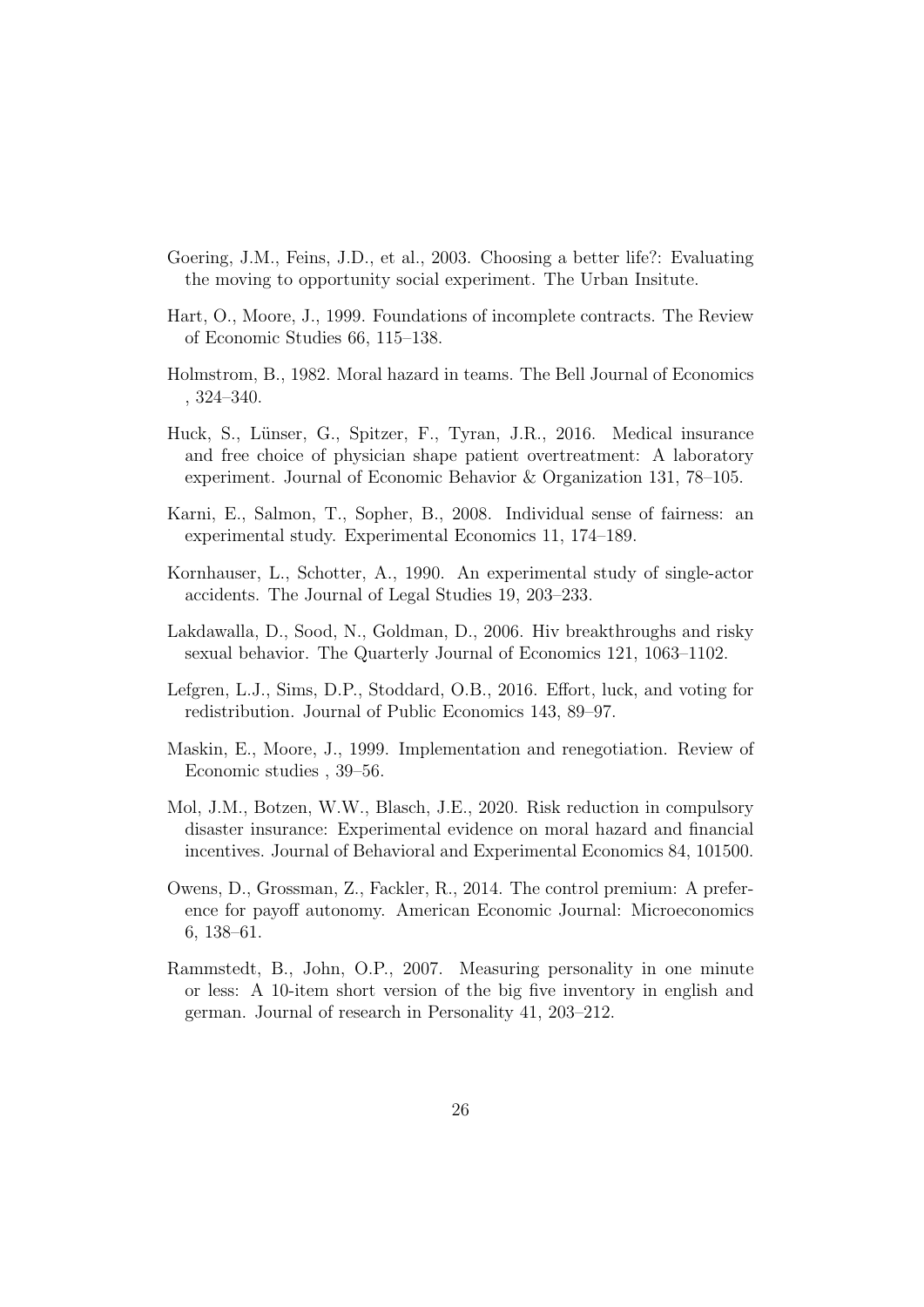Goering, J.M., Feins, J.D., et al., 2003. Choosing a better life?: Evaluating the moving to opportunity social experiment. The Urban Insitute.

Hart, O., Moore, J., 1999. Foundations of incomplete contracts. The Review of Economic Studies 66, 115–138.

Holmstrom, B., 1982. Moral hazard in teams. The Bell Journal of Economics , 324–340.

Huck, S., Lünser, G., Spitzer, F., Tyran, J.R., 2016. Medical insurance and free choice of physician shape patient overtreatment: A laboratory experiment. Journal of Economic Behavior & Organization 131, 78–105.

Karni, E., Salmon, T., Sopher, B., 2008. Individual sense of fairness: an experimental study. Experimental Economics 11, 174–189.

Kornhauser, L., Schotter, A., 1990. An experimental study of single-actor accidents. The Journal of Legal Studies 19, 203–233.

Lakdawalla, D., Sood, N., Goldman, D., 2006. Hiv breakthroughs and risky sexual behavior. The Quarterly Journal of Economics 121, 1063–1102.

Lefgren, L.J., Sims, D.P., Stoddard, O.B., 2016. Effort, luck, and voting for redistribution. Journal of Public Economics 143, 89–97.

Maskin, E., Moore, J., 1999. Implementation and renegotiation. Review of Economic studies , 39–56.

Mol, J.M., Botzen, W.W., Blasch, J.E., 2020. Risk reduction in compulsory disaster insurance: Experimental evidence on moral hazard and financial incentives. Journal of Behavioral and Experimental Economics 84, 101500.

Owens, D., Grossman, Z., Fackler, R., 2014. The control premium: A preference for payoff autonomy. American Economic Journal: Microeconomics 6, 138–61.

Rammstedt, B., John, O.P., 2007. Measuring personality in one minute or less: A 10-item short version of the big five inventory in english and german. Journal of research in Personality 41, 203–212.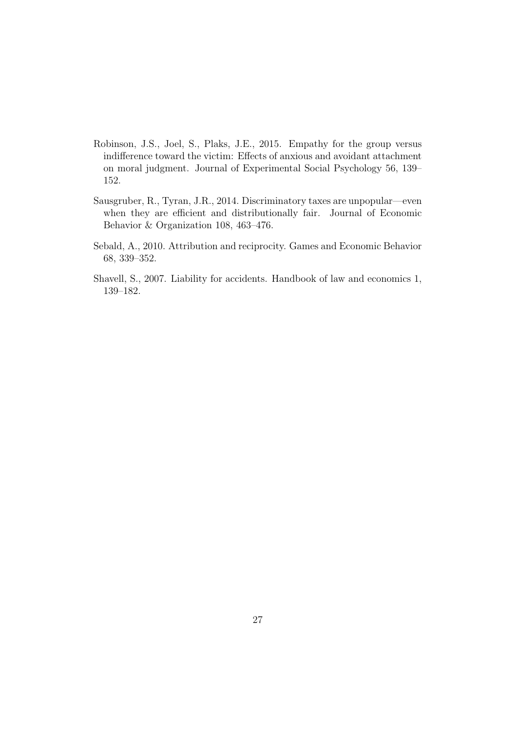Robinson, J.S., Joel, S., Plaks, J.E., 2015. Empathy for the group versus indifference toward the victim: Effects of anxious and avoidant attachment on moral judgment. Journal of Experimental Social Psychology 56, 139–152.

Sausgruber, R., Tyran, J.R., 2014. Discriminatory taxes are unpopular—even when they are efficient and distributionally fair. Journal of Economic Behavior & Organization 108, 463–476.

Sebald, A., 2010. Attribution and reciprocity. Games and Economic Behavior 68, 339–352.

Shavell, S., 2007. Liability for accidents. Handbook of law and economics 1, 139–182.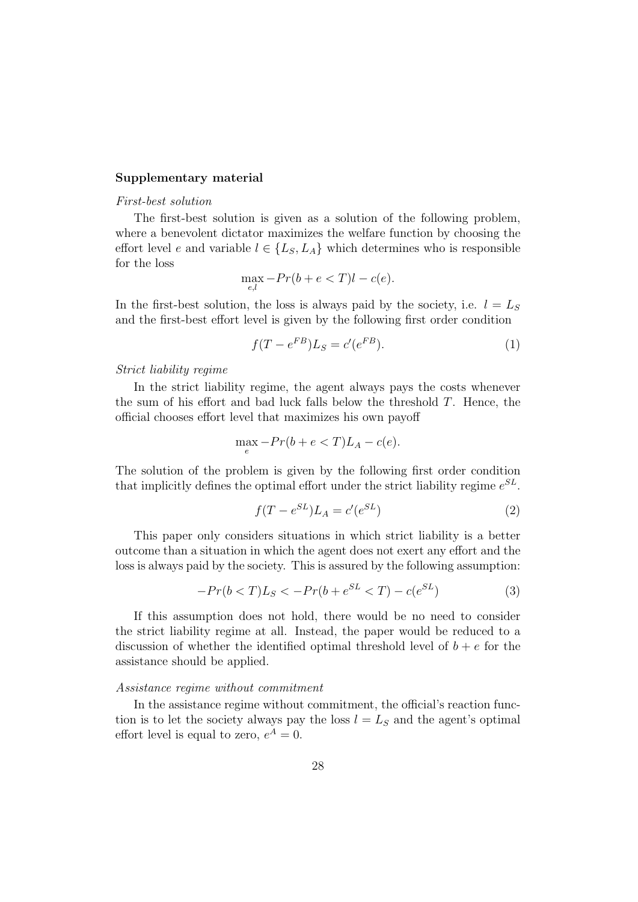**Supplementary material**

*First-best solution*

The first-best solution is given as a solution of the following problem, where a benevolent dictator maximizes the welfare function by choosing the effort level $e$ and variable $l \in \{L_S, L_A\}$ which determines who is responsible for the loss

$$\max_{e,l} -Pr(b + e < T)l - c(e).$$

In the first-best solution, the loss is always paid by the society, i.e. $l = L_S$ and the first-best effort level is given by the following first order condition

$$f(T - e^{FB})L_S = c'(e^{FB}). \tag{1}$$

*Strict liability regime*

In the strict liability regime, the agent always pays the costs whenever the sum of his effort and bad luck falls below the threshold $T$. Hence, the official chooses effort level that maximizes his own payoff

$$\max_{e} -Pr(b + e < T)L_A - c(e).$$

The solution of the problem is given by the following first order condition that implicitly defines the optimal effort under the strict liability regime $e^{SL}$.

$$f(T - e^{SL})L_A = c'(e^{SL}) \tag{2}$$

This paper only considers situations in which strict liability is a better outcome than a situation in which the agent does not exert any effort and the loss is always paid by the society. This is assured by the following assumption:

$$-Pr(b < T)L_S < -Pr(b + e^{SL} < T) - c(e^{SL}) \tag{3}$$

If this assumption does not hold, there would be no need to consider the strict liability regime at all. Instead, the paper would be reduced to a discussion of whether the identified optimal threshold level of $b + e$ for the assistance should be applied.

*Assistance regime without commitment*

In the assistance regime without commitment, the official's reaction function is to let the society always pay the loss $l = L_S$ and the agent's optimal effort level is equal to zero, $e^A = 0$.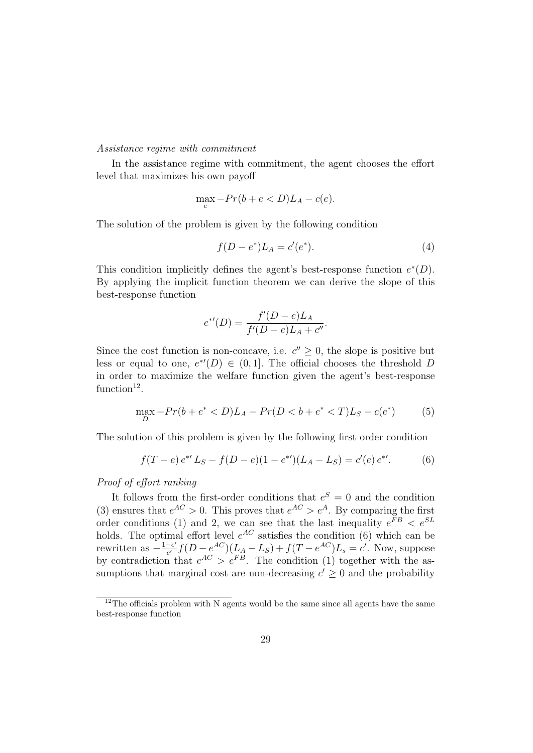*Assistance regime with commitment*

In the assistance regime with commitment, the agent chooses the effort level that maximizes his own payoff

$$\max_e -Pr(b+e<D)L_A - c(e).$$

The solution of the problem is given by the following condition

$$f(D-e^*)L_A = c'(e^*). \tag{4}$$

This condition implicitly defines the agent's best-response function $e^*(D)$. By applying the implicit function theorem we can derive the slope of this best-response function

$$e^{*\prime}(D) = \frac{f'(D-e)L_A}{f'(D-e)L_A + c''}.$$

Since the cost function is non-concave, i.e. $c'' \geq 0$, the slope is positive but less or equal to one, $e^{*\prime}(D) \in (0,1]$. The official chooses the threshold $D$ in order to maximize the welfare function given the agent's best-response function[12].

$$\max_D -Pr(b+e^*<D)L_A - Pr(D<b+e^*<T)L_S - c(e^*) \tag{5}$$

The solution of this problem is given by the following first order condition

$$f(T-e)\, e^{*\prime}\, L_S - f(D-e)(1-e^{*\prime})(L_A - L_S) = c'(e)\, e^{*\prime}. \tag{6}$$

*Proof of effort ranking*

It follows from the first-order conditions that $e^S = 0$ and the condition (3) ensures that $e^{AC} > 0$. This proves that $e^{AC} > e^A$. By comparing the first order conditions (1) and 2, we can see that the last inequality $e^{FB} < e^{SL}$ holds. The optimal effort level $e^{AC}$ satisfies the condition (6) which can be rewritten as $-\frac{1-e'}{e'} f(D-e^{AC})(L_A - L_S) + f(T-e^{AC})L_s = c'$. Now, suppose by contradiction that $e^{AC} > e^{FB}$. The condition (1) together with the assumptions that marginal cost are non-decreasing $c' \geq 0$ and the probability

[12]The officials problem with N agents would be the same since all agents have the same best-response function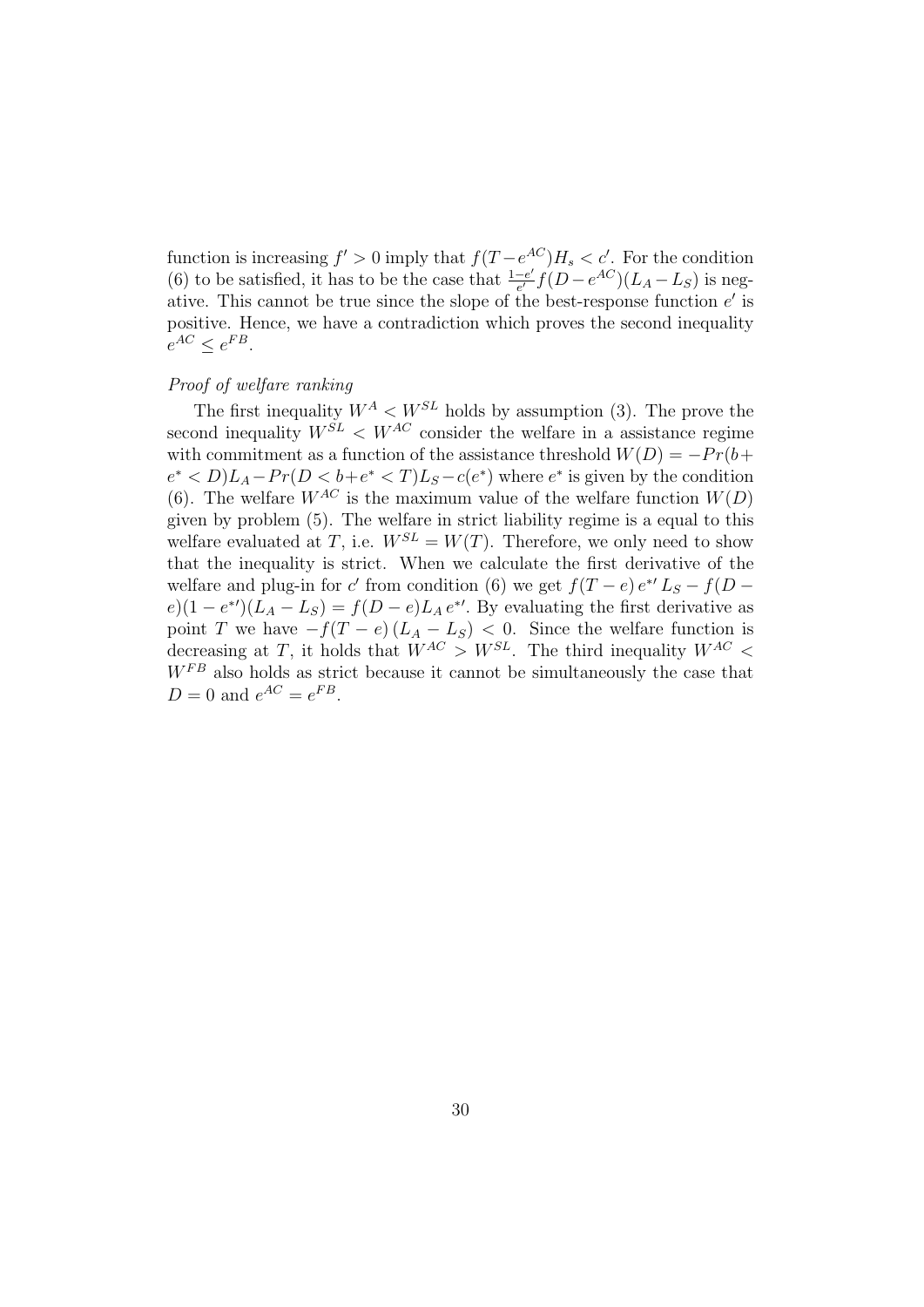function is increasing $f' > 0$ imply that $f(T - e^{AC})H_s < c'$. For the condition (6) to be satisfied, it has to be the case that $\frac{1-e'}{e'}f(D - e^{AC})(L_A - L_S)$ is negative. This cannot be true since the slope of the best-response function $e'$ is positive. Hence, we have a contradiction which proves the second inequality $e^{AC} \leq e^{FB}$.

*Proof of welfare ranking*

The first inequality $W^A < W^{SL}$ holds by assumption (3). The prove the second inequality $W^{SL} < W^{AC}$ consider the welfare in a assistance regime with commitment as a function of the assistance threshold $W(D) = -Pr(b + e^* < D)L_A - Pr(D < b + e^* < T)L_S - c(e^*)$ where $e^*$ is given by the condition (6). The welfare $W^{AC}$ is the maximum value of the welfare function $W(D)$ given by problem (5). The welfare in strict liability regime is a equal to this welfare evaluated at $T$, i.e. $W^{SL} = W(T)$. Therefore, we only need to show that the inequality is strict. When we calculate the first derivative of the welfare and plug-in for $c'$ from condition (6) we get $f(T - e)\, e^{*\prime}\, L_S - f(D - e)(1 - e^{*\prime})(L_A - L_S) = f(D - e)L_A\, e^{*\prime}$. By evaluating the first derivative as point $T$ we have $-f(T - e)\,(L_A - L_S) < 0$. Since the welfare function is decreasing at $T$, it holds that $W^{AC} > W^{SL}$. The third inequality $W^{AC} < W^{FB}$ also holds as strict because it cannot be simultaneously the case that $D = 0$ and $e^{AC} = e^{FB}$.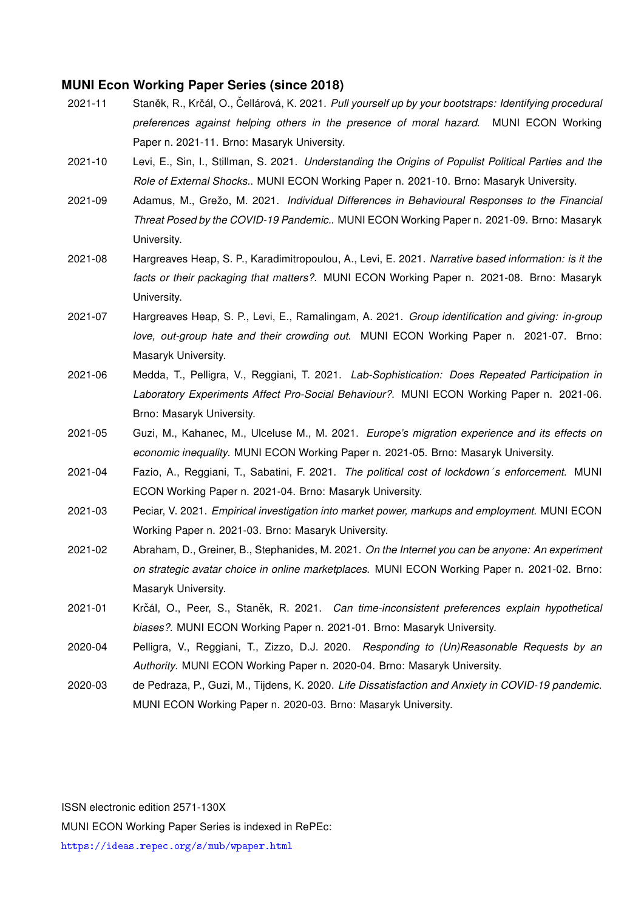## MUNI Econ Working Paper Series (since 2018)

2021-11 Staněk, R., Krčál, O., Čellárová, K. 2021. *Pull yourself up by your bootstraps: Identifying procedural preferences against helping others in the presence of moral hazard*. MUNI ECON Working Paper n. 2021-11. Brno: Masaryk University.

2021-10 Levi, E., Sin, I., Stillman, S. 2021. *Understanding the Origins of Populist Political Parties and the Role of External Shocks.*. MUNI ECON Working Paper n. 2021-10. Brno: Masaryk University.

2021-09 Adamus, M., Grežo, M. 2021. *Individual Differences in Behavioural Responses to the Financial Threat Posed by the COVID-19 Pandemic.*. MUNI ECON Working Paper n. 2021-09. Brno: Masaryk University.

2021-08 Hargreaves Heap, S. P., Karadimitropoulou, A., Levi, E. 2021. *Narrative based information: is it the facts or their packaging that matters?*. MUNI ECON Working Paper n. 2021-08. Brno: Masaryk University.

2021-07 Hargreaves Heap, S. P., Levi, E., Ramalingam, A. 2021. *Group identification and giving: in-group love, out-group hate and their crowding out*. MUNI ECON Working Paper n. 2021-07. Brno: Masaryk University.

2021-06 Medda, T., Pelligra, V., Reggiani, T. 2021. *Lab-Sophistication: Does Repeated Participation in Laboratory Experiments Affect Pro-Social Behaviour?*. MUNI ECON Working Paper n. 2021-06. Brno: Masaryk University.

2021-05 Guzi, M., Kahanec, M., Ulceluse M., M. 2021. *Europe's migration experience and its effects on economic inequality*. MUNI ECON Working Paper n. 2021-05. Brno: Masaryk University.

2021-04 Fazio, A., Reggiani, T., Sabatini, F. 2021. *The political cost of lockdown´s enforcement*. MUNI ECON Working Paper n. 2021-04. Brno: Masaryk University.

2021-03 Peciar, V. 2021. *Empirical investigation into market power, markups and employment*. MUNI ECON Working Paper n. 2021-03. Brno: Masaryk University.

2021-02 Abraham, D., Greiner, B., Stephanides, M. 2021. *On the Internet you can be anyone: An experiment on strategic avatar choice in online marketplaces*. MUNI ECON Working Paper n. 2021-02. Brno: Masaryk University.

2021-01 Krčál, O., Peer, S., Staněk, R. 2021. *Can time-inconsistent preferences explain hypothetical biases?*. MUNI ECON Working Paper n. 2021-01. Brno: Masaryk University.

2020-04 Pelligra, V., Reggiani, T., Zizzo, D.J. 2020. *Responding to (Un)Reasonable Requests by an Authority*. MUNI ECON Working Paper n. 2020-04. Brno: Masaryk University.

2020-03 de Pedraza, P., Guzi, M., Tijdens, K. 2020. *Life Dissatisfaction and Anxiety in COVID-19 pandemic*. MUNI ECON Working Paper n. 2020-03. Brno: Masaryk University.

ISSN electronic edition 2571-130X

MUNI ECON Working Paper Series is indexed in RePEc:

https://ideas.repec.org/s/mub/wpaper.html